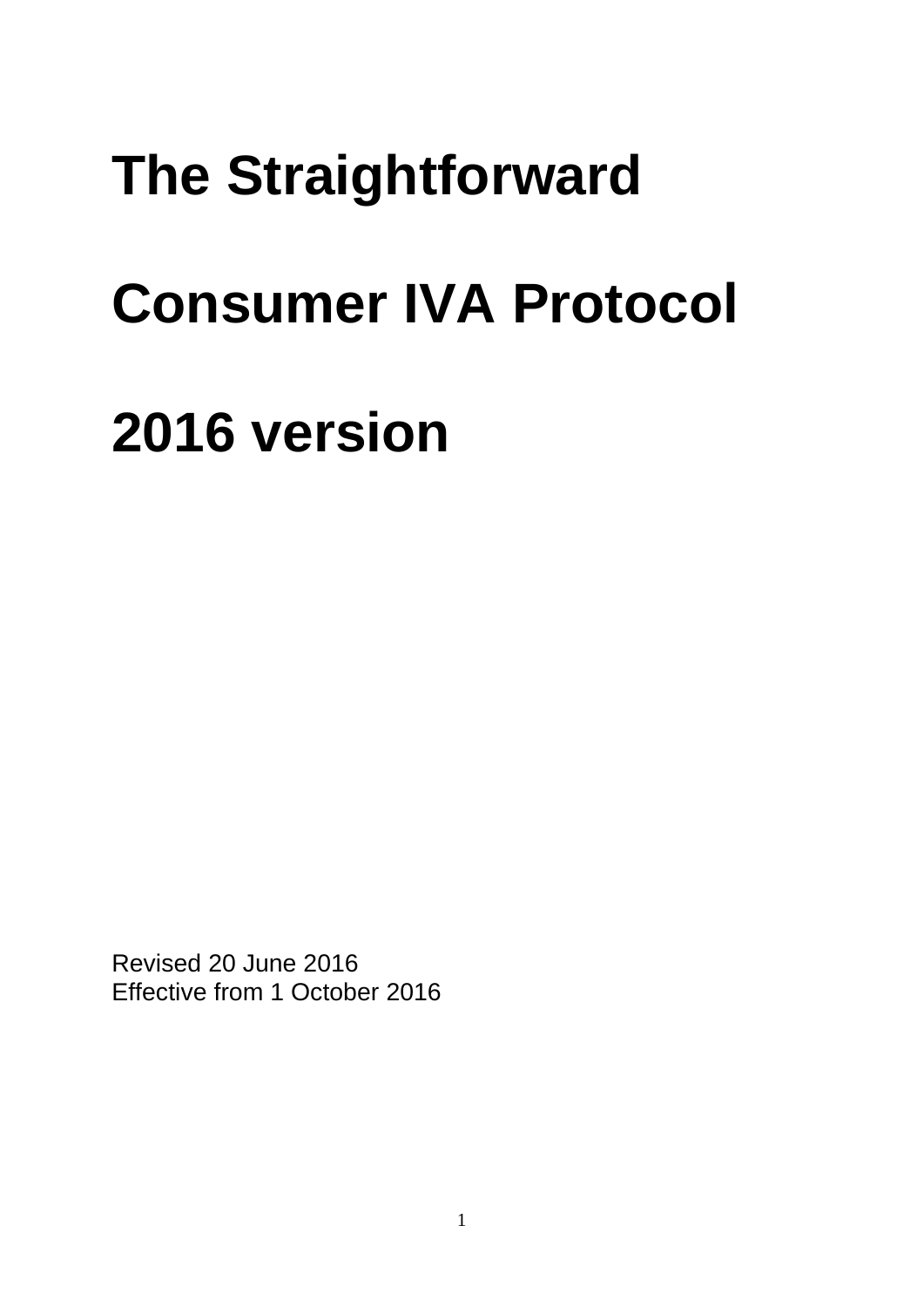# The Straightforward

# Consumer IVA Protocol

# 2016 version

Revised 20 June 2016
Effective from 1 October 2016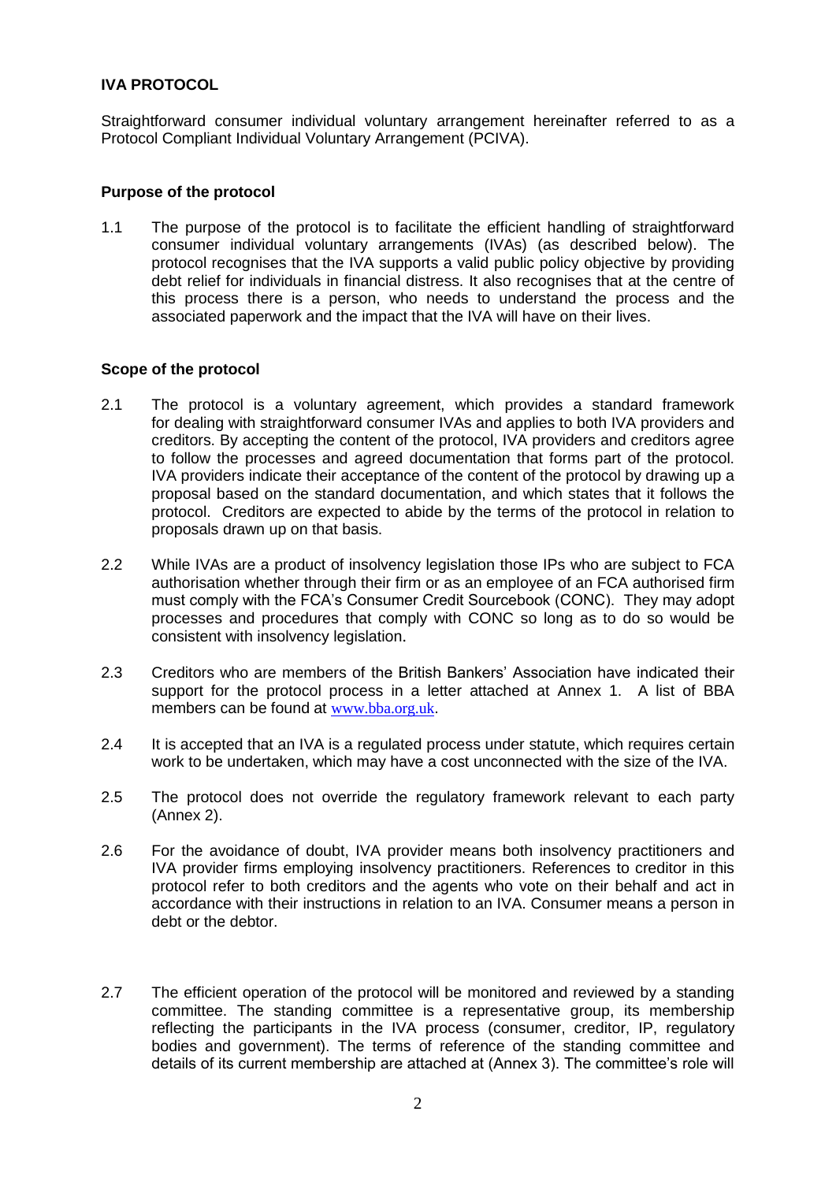## IVA PROTOCOL

Straightforward consumer individual voluntary arrangement hereinafter referred to as a Protocol Compliant Individual Voluntary Arrangement (PCIVA).

### Purpose of the protocol

1.1 The purpose of the protocol is to facilitate the efficient handling of straightforward consumer individual voluntary arrangements (IVAs) (as described below). The protocol recognises that the IVA supports a valid public policy objective by providing debt relief for individuals in financial distress. It also recognises that at the centre of this process there is a person, who needs to understand the process and the associated paperwork and the impact that the IVA will have on their lives.

### Scope of the protocol

2.1 The protocol is a voluntary agreement, which provides a standard framework for dealing with straightforward consumer IVAs and applies to both IVA providers and creditors. By accepting the content of the protocol, IVA providers and creditors agree to follow the processes and agreed documentation that forms part of the protocol. IVA providers indicate their acceptance of the content of the protocol by drawing up a proposal based on the standard documentation, and which states that it follows the protocol. Creditors are expected to abide by the terms of the protocol in relation to proposals drawn up on that basis.

2.2 While IVAs are a product of insolvency legislation those IPs who are subject to FCA authorisation whether through their firm or as an employee of an FCA authorised firm must comply with the FCA's Consumer Credit Sourcebook (CONC). They may adopt processes and procedures that comply with CONC so long as to do so would be consistent with insolvency legislation.

2.3 Creditors who are members of the British Bankers' Association have indicated their support for the protocol process in a letter attached at Annex 1. A list of BBA members can be found at www.bba.org.uk.

2.4 It is accepted that an IVA is a regulated process under statute, which requires certain work to be undertaken, which may have a cost unconnected with the size of the IVA.

2.5 The protocol does not override the regulatory framework relevant to each party (Annex 2).

2.6 For the avoidance of doubt, IVA provider means both insolvency practitioners and IVA provider firms employing insolvency practitioners. References to creditor in this protocol refer to both creditors and the agents who vote on their behalf and act in accordance with their instructions in relation to an IVA. Consumer means a person in debt or the debtor.

2.7 The efficient operation of the protocol will be monitored and reviewed by a standing committee. The standing committee is a representative group, its membership reflecting the participants in the IVA process (consumer, creditor, IP, regulatory bodies and government). The terms of reference of the standing committee and details of its current membership are attached at (Annex 3). The committee's role will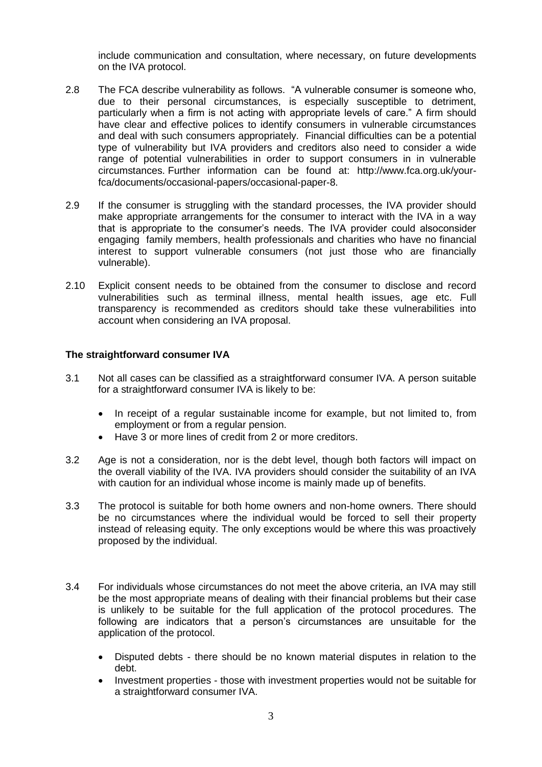include communication and consultation, where necessary, on future developments on the IVA protocol.

2.8 The FCA describe vulnerability as follows. "A vulnerable consumer is someone who, due to their personal circumstances, is especially susceptible to detriment, particularly when a firm is not acting with appropriate levels of care." A firm should have clear and effective polices to identify consumers in vulnerable circumstances and deal with such consumers appropriately. Financial difficulties can be a potential type of vulnerability but IVA providers and creditors also need to consider a wide range of potential vulnerabilities in order to support consumers in in vulnerable circumstances. Further information can be found at: http://www.fca.org.uk/your-fca/documents/occasional-papers/occasional-paper-8.

2.9 If the consumer is struggling with the standard processes, the IVA provider should make appropriate arrangements for the consumer to interact with the IVA in a way that is appropriate to the consumer's needs. The IVA provider could alsoconsider engaging family members, health professionals and charities who have no financial interest to support vulnerable consumers (not just those who are financially vulnerable).

2.10 Explicit consent needs to be obtained from the consumer to disclose and record vulnerabilities such as terminal illness, mental health issues, age etc. Full transparency is recommended as creditors should take these vulnerabilities into account when considering an IVA proposal.

**The straightforward consumer IVA**

3.1 Not all cases can be classified as a straightforward consumer IVA. A person suitable for a straightforward consumer IVA is likely to be:

- In receipt of a regular sustainable income for example, but not limited to, from employment or from a regular pension.
- Have 3 or more lines of credit from 2 or more creditors.

3.2 Age is not a consideration, nor is the debt level, though both factors will impact on the overall viability of the IVA. IVA providers should consider the suitability of an IVA with caution for an individual whose income is mainly made up of benefits.

3.3 The protocol is suitable for both home owners and non-home owners. There should be no circumstances where the individual would be forced to sell their property instead of releasing equity. The only exceptions would be where this was proactively proposed by the individual.

3.4 For individuals whose circumstances do not meet the above criteria, an IVA may still be the most appropriate means of dealing with their financial problems but their case is unlikely to be suitable for the full application of the protocol procedures. The following are indicators that a person's circumstances are unsuitable for the application of the protocol.

- Disputed debts - there should be no known material disputes in relation to the debt.
- Investment properties - those with investment properties would not be suitable for a straightforward consumer IVA.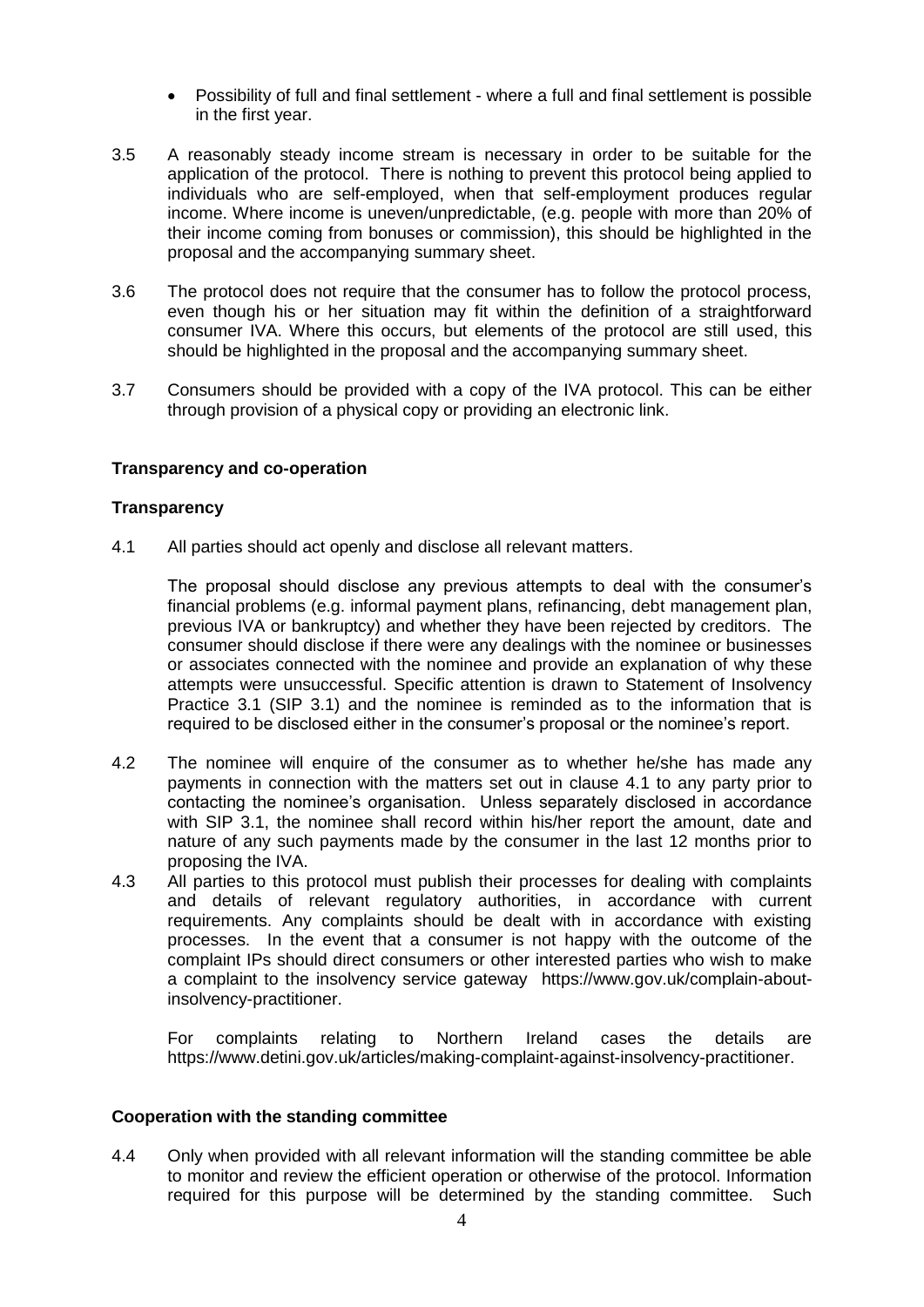- Possibility of full and final settlement - where a full and final settlement is possible in the first year.

3.5 A reasonably steady income stream is necessary in order to be suitable for the application of the protocol. There is nothing to prevent this protocol being applied to individuals who are self-employed, when that self-employment produces regular income. Where income is uneven/unpredictable, (e.g. people with more than 20% of their income coming from bonuses or commission), this should be highlighted in the proposal and the accompanying summary sheet.

3.6 The protocol does not require that the consumer has to follow the protocol process, even though his or her situation may fit within the definition of a straightforward consumer IVA. Where this occurs, but elements of the protocol are still used, this should be highlighted in the proposal and the accompanying summary sheet.

3.7 Consumers should be provided with a copy of the IVA protocol. This can be either through provision of a physical copy or providing an electronic link.

**Transparency and co-operation**

**Transparency**

4.1 All parties should act openly and disclose all relevant matters.

The proposal should disclose any previous attempts to deal with the consumer's financial problems (e.g. informal payment plans, refinancing, debt management plan, previous IVA or bankruptcy) and whether they have been rejected by creditors. The consumer should disclose if there were any dealings with the nominee or businesses or associates connected with the nominee and provide an explanation of why these attempts were unsuccessful. Specific attention is drawn to Statement of Insolvency Practice 3.1 (SIP 3.1) and the nominee is reminded as to the information that is required to be disclosed either in the consumer's proposal or the nominee's report.

4.2 The nominee will enquire of the consumer as to whether he/she has made any payments in connection with the matters set out in clause 4.1 to any party prior to contacting the nominee's organisation. Unless separately disclosed in accordance with SIP 3.1, the nominee shall record within his/her report the amount, date and nature of any such payments made by the consumer in the last 12 months prior to proposing the IVA.

4.3 All parties to this protocol must publish their processes for dealing with complaints and details of relevant regulatory authorities, in accordance with current requirements. Any complaints should be dealt with in accordance with existing processes. In the event that a consumer is not happy with the outcome of the complaint IPs should direct consumers or other interested parties who wish to make a complaint to the insolvency service gateway https://www.gov.uk/complain-about-insolvency-practitioner.

For complaints relating to Northern Ireland cases the details are https://www.detini.gov.uk/articles/making-complaint-against-insolvency-practitioner.

**Cooperation with the standing committee**

4.4 Only when provided with all relevant information will the standing committee be able to monitor and review the efficient operation or otherwise of the protocol. Information required for this purpose will be determined by the standing committee. Such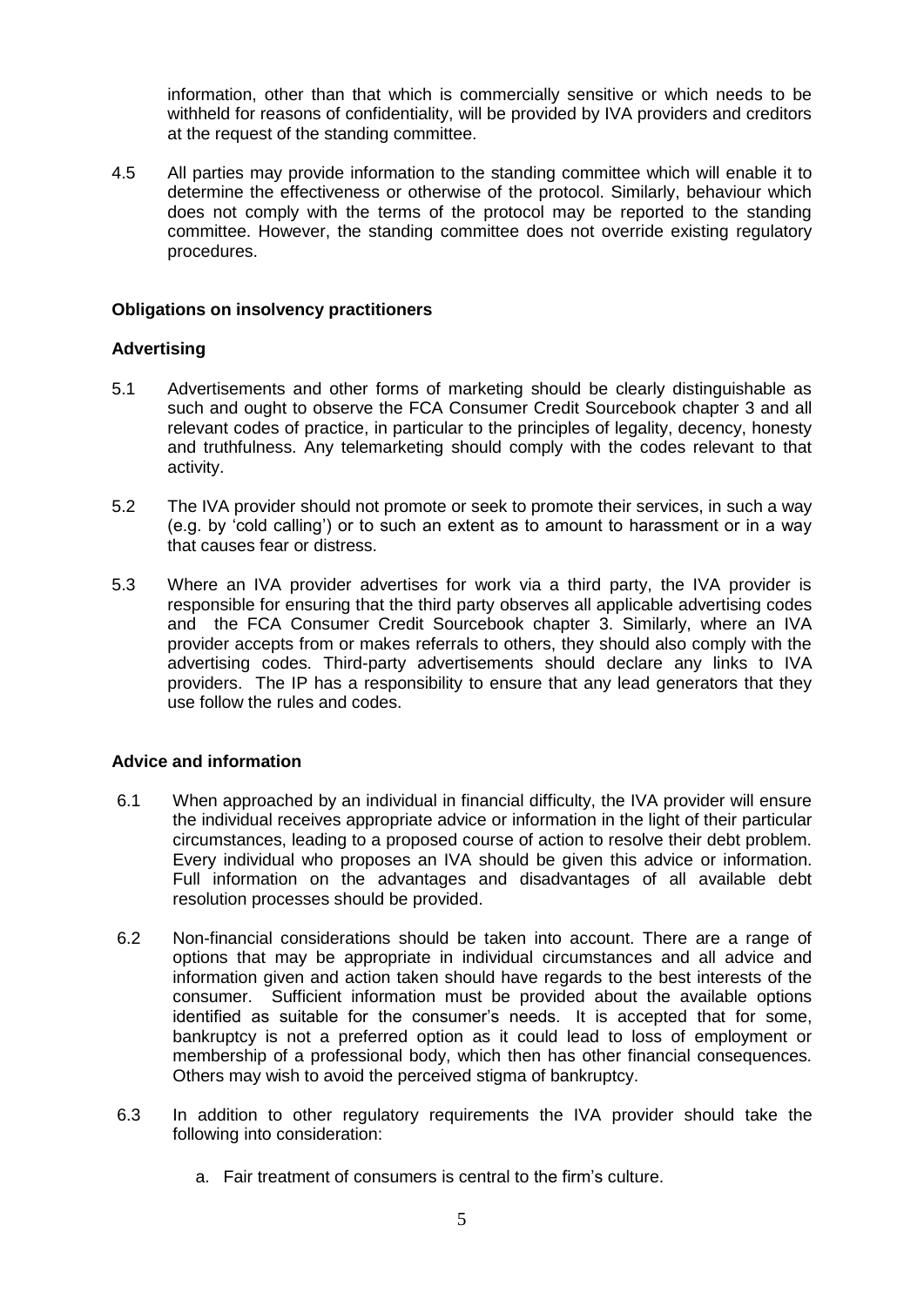information, other than that which is commercially sensitive or which needs to be withheld for reasons of confidentiality, will be provided by IVA providers and creditors at the request of the standing committee.

4.5 All parties may provide information to the standing committee which will enable it to determine the effectiveness or otherwise of the protocol. Similarly, behaviour which does not comply with the terms of the protocol may be reported to the standing committee. However, the standing committee does not override existing regulatory procedures.

**Obligations on insolvency practitioners**

**Advertising**

5.1 Advertisements and other forms of marketing should be clearly distinguishable as such and ought to observe the FCA Consumer Credit Sourcebook chapter 3 and all relevant codes of practice, in particular to the principles of legality, decency, honesty and truthfulness. Any telemarketing should comply with the codes relevant to that activity.

5.2 The IVA provider should not promote or seek to promote their services, in such a way (e.g. by 'cold calling') or to such an extent as to amount to harassment or in a way that causes fear or distress.

5.3 Where an IVA provider advertises for work via a third party, the IVA provider is responsible for ensuring that the third party observes all applicable advertising codes and the FCA Consumer Credit Sourcebook chapter 3. Similarly, where an IVA provider accepts from or makes referrals to others, they should also comply with the advertising codes. Third-party advertisements should declare any links to IVA providers. The IP has a responsibility to ensure that any lead generators that they use follow the rules and codes.

**Advice and information**

6.1 When approached by an individual in financial difficulty, the IVA provider will ensure the individual receives appropriate advice or information in the light of their particular circumstances, leading to a proposed course of action to resolve their debt problem. Every individual who proposes an IVA should be given this advice or information. Full information on the advantages and disadvantages of all available debt resolution processes should be provided.

6.2 Non-financial considerations should be taken into account. There are a range of options that may be appropriate in individual circumstances and all advice and information given and action taken should have regards to the best interests of the consumer. Sufficient information must be provided about the available options identified as suitable for the consumer's needs. It is accepted that for some, bankruptcy is not a preferred option as it could lead to loss of employment or membership of a professional body, which then has other financial consequences. Others may wish to avoid the perceived stigma of bankruptcy.

6.3 In addition to other regulatory requirements the IVA provider should take the following into consideration:

a. Fair treatment of consumers is central to the firm's culture.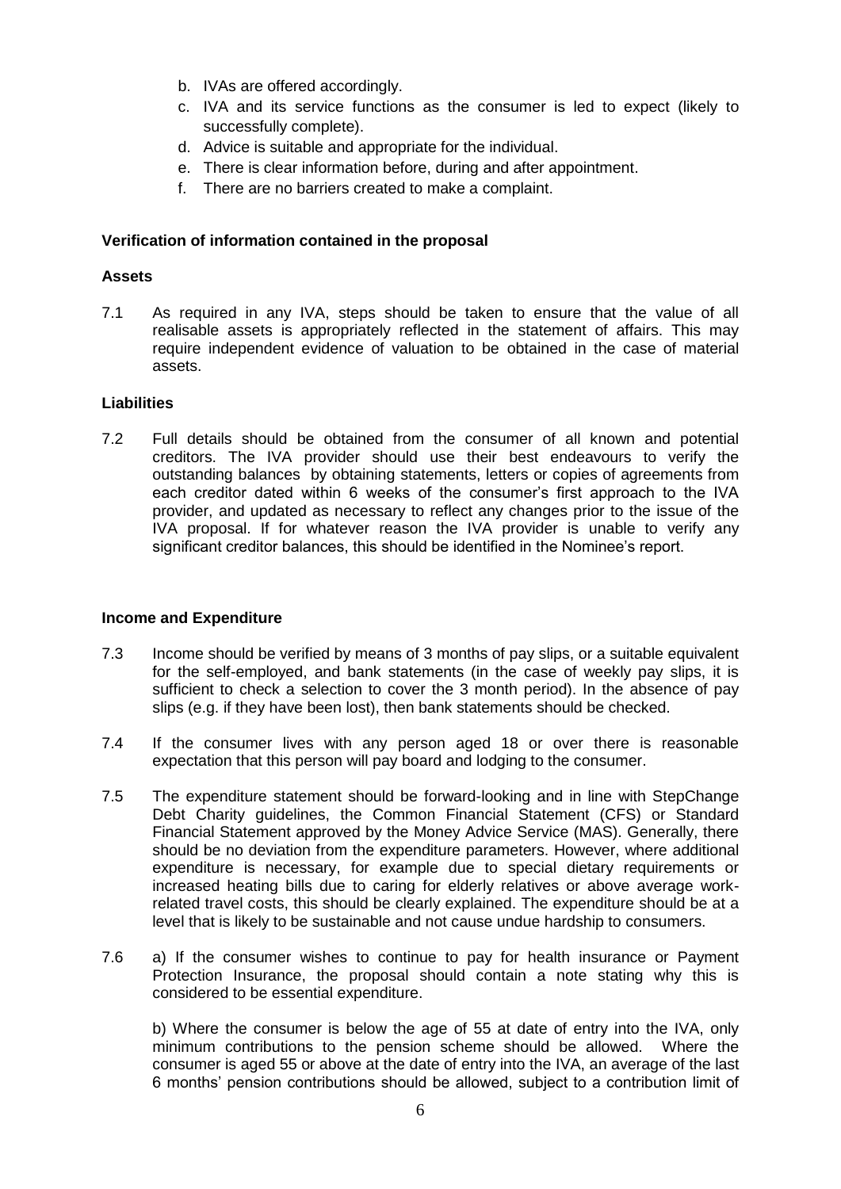b. IVAs are offered accordingly.
c. IVA and its service functions as the consumer is led to expect (likely to successfully complete).
d. Advice is suitable and appropriate for the individual.
e. There is clear information before, during and after appointment.
f. There are no barriers created to make a complaint.

**Verification of information contained in the proposal**

**Assets**

7.1 As required in any IVA, steps should be taken to ensure that the value of all realisable assets is appropriately reflected in the statement of affairs. This may require independent evidence of valuation to be obtained in the case of material assets.

**Liabilities**

7.2 Full details should be obtained from the consumer of all known and potential creditors. The IVA provider should use their best endeavours to verify the outstanding balances by obtaining statements, letters or copies of agreements from each creditor dated within 6 weeks of the consumer's first approach to the IVA provider, and updated as necessary to reflect any changes prior to the issue of the IVA proposal. If for whatever reason the IVA provider is unable to verify any significant creditor balances, this should be identified in the Nominee's report.

**Income and Expenditure**

7.3 Income should be verified by means of 3 months of pay slips, or a suitable equivalent for the self-employed, and bank statements (in the case of weekly pay slips, it is sufficient to check a selection to cover the 3 month period). In the absence of pay slips (e.g. if they have been lost), then bank statements should be checked.

7.4 If the consumer lives with any person aged 18 or over there is reasonable expectation that this person will pay board and lodging to the consumer.

7.5 The expenditure statement should be forward-looking and in line with StepChange Debt Charity guidelines, the Common Financial Statement (CFS) or Standard Financial Statement approved by the Money Advice Service (MAS). Generally, there should be no deviation from the expenditure parameters. However, where additional expenditure is necessary, for example due to special dietary requirements or increased heating bills due to caring for elderly relatives or above average work-related travel costs, this should be clearly explained. The expenditure should be at a level that is likely to be sustainable and not cause undue hardship to consumers.

7.6 a) If the consumer wishes to continue to pay for health insurance or Payment Protection Insurance, the proposal should contain a note stating why this is considered to be essential expenditure.

b) Where the consumer is below the age of 55 at date of entry into the IVA, only minimum contributions to the pension scheme should be allowed. Where the consumer is aged 55 or above at the date of entry into the IVA, an average of the last 6 months' pension contributions should be allowed, subject to a contribution limit of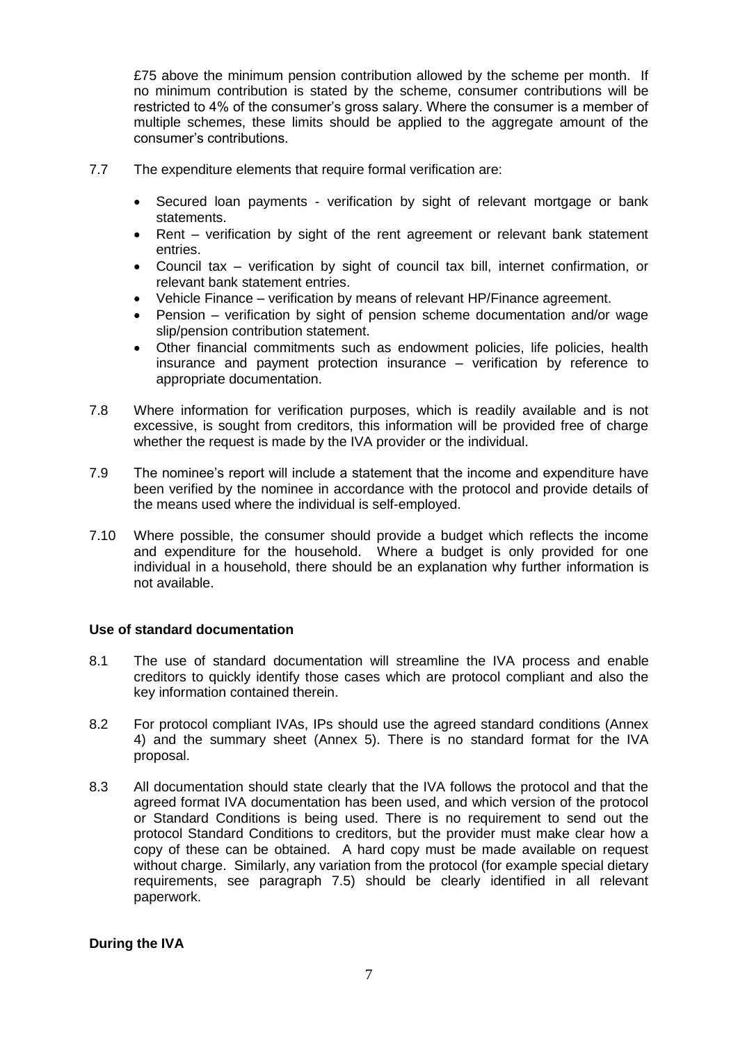£75 above the minimum pension contribution allowed by the scheme per month. If no minimum contribution is stated by the scheme, consumer contributions will be restricted to 4% of the consumer's gross salary. Where the consumer is a member of multiple schemes, these limits should be applied to the aggregate amount of the consumer's contributions.

7.7 The expenditure elements that require formal verification are:

- Secured loan payments - verification by sight of relevant mortgage or bank statements.
- Rent – verification by sight of the rent agreement or relevant bank statement entries.
- Council tax – verification by sight of council tax bill, internet confirmation, or relevant bank statement entries.
- Vehicle Finance – verification by means of relevant HP/Finance agreement.
- Pension – verification by sight of pension scheme documentation and/or wage slip/pension contribution statement.
- Other financial commitments such as endowment policies, life policies, health insurance and payment protection insurance – verification by reference to appropriate documentation.

7.8 Where information for verification purposes, which is readily available and is not excessive, is sought from creditors, this information will be provided free of charge whether the request is made by the IVA provider or the individual.

7.9 The nominee's report will include a statement that the income and expenditure have been verified by the nominee in accordance with the protocol and provide details of the means used where the individual is self-employed.

7.10 Where possible, the consumer should provide a budget which reflects the income and expenditure for the household. Where a budget is only provided for one individual in a household, there should be an explanation why further information is not available.

**Use of standard documentation**

8.1 The use of standard documentation will streamline the IVA process and enable creditors to quickly identify those cases which are protocol compliant and also the key information contained therein.

8.2 For protocol compliant IVAs, IPs should use the agreed standard conditions (Annex 4) and the summary sheet (Annex 5). There is no standard format for the IVA proposal.

8.3 All documentation should state clearly that the IVA follows the protocol and that the agreed format IVA documentation has been used, and which version of the protocol or Standard Conditions is being used. There is no requirement to send out the protocol Standard Conditions to creditors, but the provider must make clear how a copy of these can be obtained. A hard copy must be made available on request without charge. Similarly, any variation from the protocol (for example special dietary requirements, see paragraph 7.5) should be clearly identified in all relevant paperwork.

**During the IVA**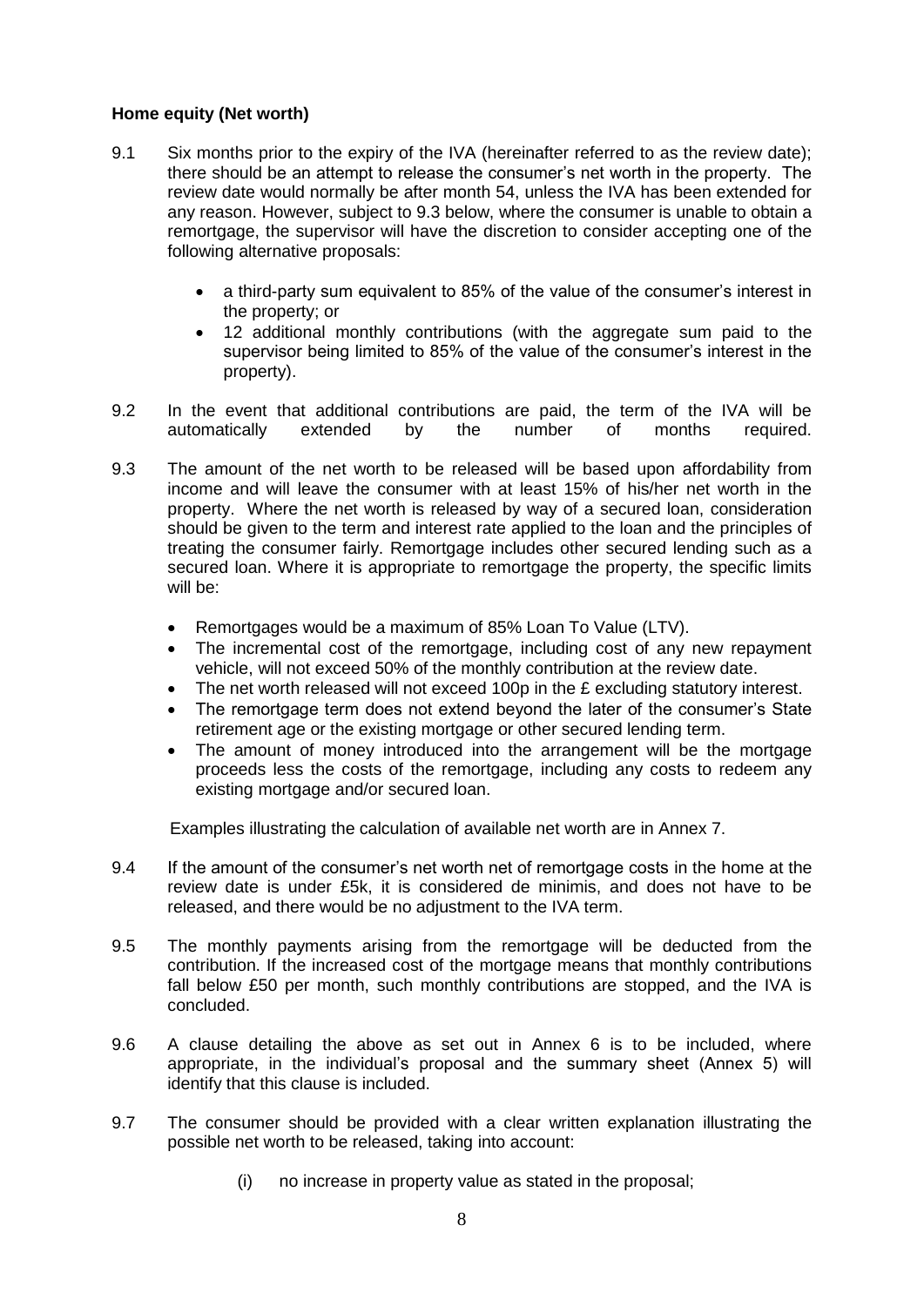**Home equity (Net worth)**

9.1 Six months prior to the expiry of the IVA (hereinafter referred to as the review date); there should be an attempt to release the consumer's net worth in the property. The review date would normally be after month 54, unless the IVA has been extended for any reason. However, subject to 9.3 below, where the consumer is unable to obtain a remortgage, the supervisor will have the discretion to consider accepting one of the following alternative proposals:

- a third-party sum equivalent to 85% of the value of the consumer's interest in the property; or
- 12 additional monthly contributions (with the aggregate sum paid to the supervisor being limited to 85% of the value of the consumer's interest in the property).

9.2 In the event that additional contributions are paid, the term of the IVA will be automatically extended by the number of months required.

9.3 The amount of the net worth to be released will be based upon affordability from income and will leave the consumer with at least 15% of his/her net worth in the property. Where the net worth is released by way of a secured loan, consideration should be given to the term and interest rate applied to the loan and the principles of treating the consumer fairly. Remortgage includes other secured lending such as a secured loan. Where it is appropriate to remortgage the property, the specific limits will be:

- Remortgages would be a maximum of 85% Loan To Value (LTV).
- The incremental cost of the remortgage, including cost of any new repayment vehicle, will not exceed 50% of the monthly contribution at the review date.
- The net worth released will not exceed 100p in the £ excluding statutory interest.
- The remortgage term does not extend beyond the later of the consumer's State retirement age or the existing mortgage or other secured lending term.
- The amount of money introduced into the arrangement will be the mortgage proceeds less the costs of the remortgage, including any costs to redeem any existing mortgage and/or secured loan.

Examples illustrating the calculation of available net worth are in Annex 7.

9.4 If the amount of the consumer's net worth net of remortgage costs in the home at the review date is under £5k, it is considered de minimis, and does not have to be released, and there would be no adjustment to the IVA term.

9.5 The monthly payments arising from the remortgage will be deducted from the contribution. If the increased cost of the mortgage means that monthly contributions fall below £50 per month, such monthly contributions are stopped, and the IVA is concluded.

9.6 A clause detailing the above as set out in Annex 6 is to be included, where appropriate, in the individual's proposal and the summary sheet (Annex 5) will identify that this clause is included.

9.7 The consumer should be provided with a clear written explanation illustrating the possible net worth to be released, taking into account:

(i) no increase in property value as stated in the proposal;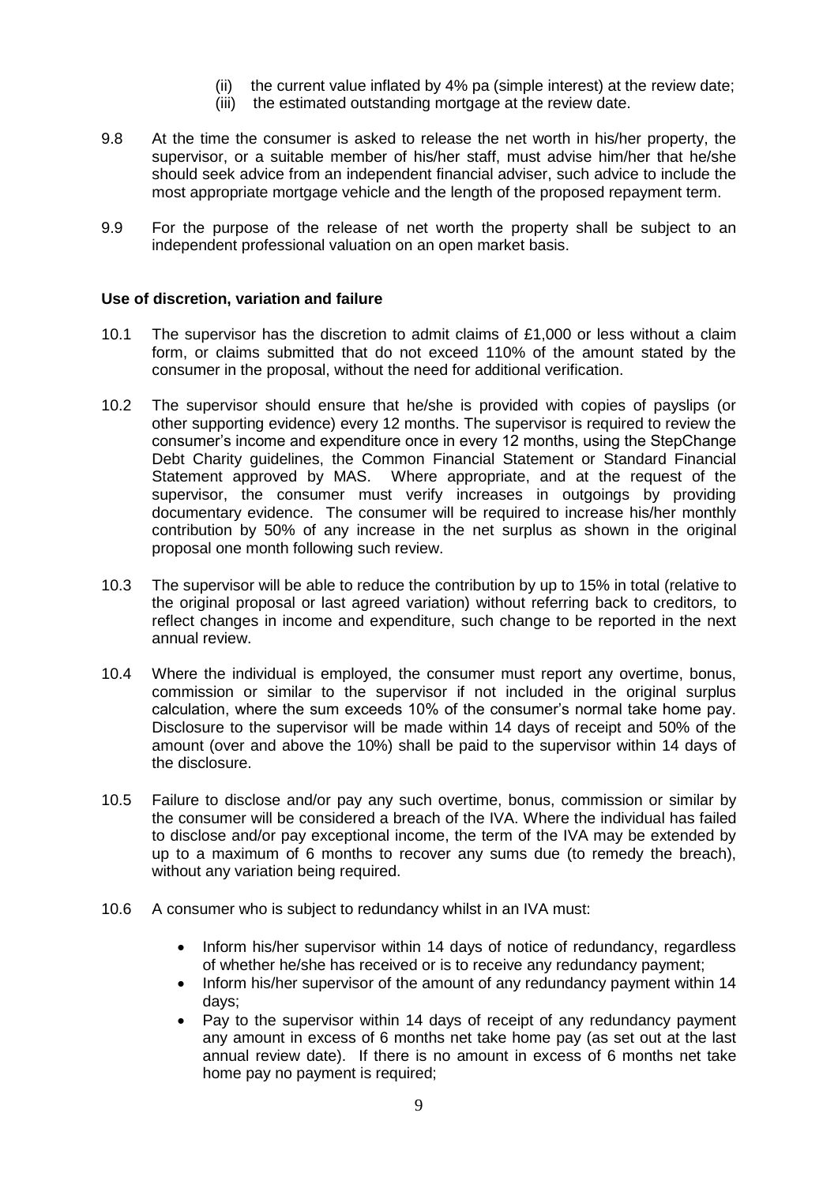(ii) the current value inflated by 4% pa (simple interest) at the review date;

(iii) the estimated outstanding mortgage at the review date.

9.8 At the time the consumer is asked to release the net worth in his/her property, the supervisor, or a suitable member of his/her staff, must advise him/her that he/she should seek advice from an independent financial adviser, such advice to include the most appropriate mortgage vehicle and the length of the proposed repayment term.

9.9 For the purpose of the release of net worth the property shall be subject to an independent professional valuation on an open market basis.

**Use of discretion, variation and failure**

10.1 The supervisor has the discretion to admit claims of £1,000 or less without a claim form, or claims submitted that do not exceed 110% of the amount stated by the consumer in the proposal, without the need for additional verification.

10.2 The supervisor should ensure that he/she is provided with copies of payslips (or other supporting evidence) every 12 months. The supervisor is required to review the consumer's income and expenditure once in every 12 months, using the StepChange Debt Charity guidelines, the Common Financial Statement or Standard Financial Statement approved by MAS. Where appropriate, and at the request of the supervisor, the consumer must verify increases in outgoings by providing documentary evidence. The consumer will be required to increase his/her monthly contribution by 50% of any increase in the net surplus as shown in the original proposal one month following such review.

10.3 The supervisor will be able to reduce the contribution by up to 15% in total (relative to the original proposal or last agreed variation) without referring back to creditors, to reflect changes in income and expenditure, such change to be reported in the next annual review.

10.4 Where the individual is employed, the consumer must report any overtime, bonus, commission or similar to the supervisor if not included in the original surplus calculation, where the sum exceeds 10% of the consumer's normal take home pay. Disclosure to the supervisor will be made within 14 days of receipt and 50% of the amount (over and above the 10%) shall be paid to the supervisor within 14 days of the disclosure.

10.5 Failure to disclose and/or pay any such overtime, bonus, commission or similar by the consumer will be considered a breach of the IVA. Where the individual has failed to disclose and/or pay exceptional income, the term of the IVA may be extended by up to a maximum of 6 months to recover any sums due (to remedy the breach), without any variation being required.

10.6 A consumer who is subject to redundancy whilst in an IVA must:

- Inform his/her supervisor within 14 days of notice of redundancy, regardless of whether he/she has received or is to receive any redundancy payment;
- Inform his/her supervisor of the amount of any redundancy payment within 14 days;
- Pay to the supervisor within 14 days of receipt of any redundancy payment any amount in excess of 6 months net take home pay (as set out at the last annual review date). If there is no amount in excess of 6 months net take home pay no payment is required;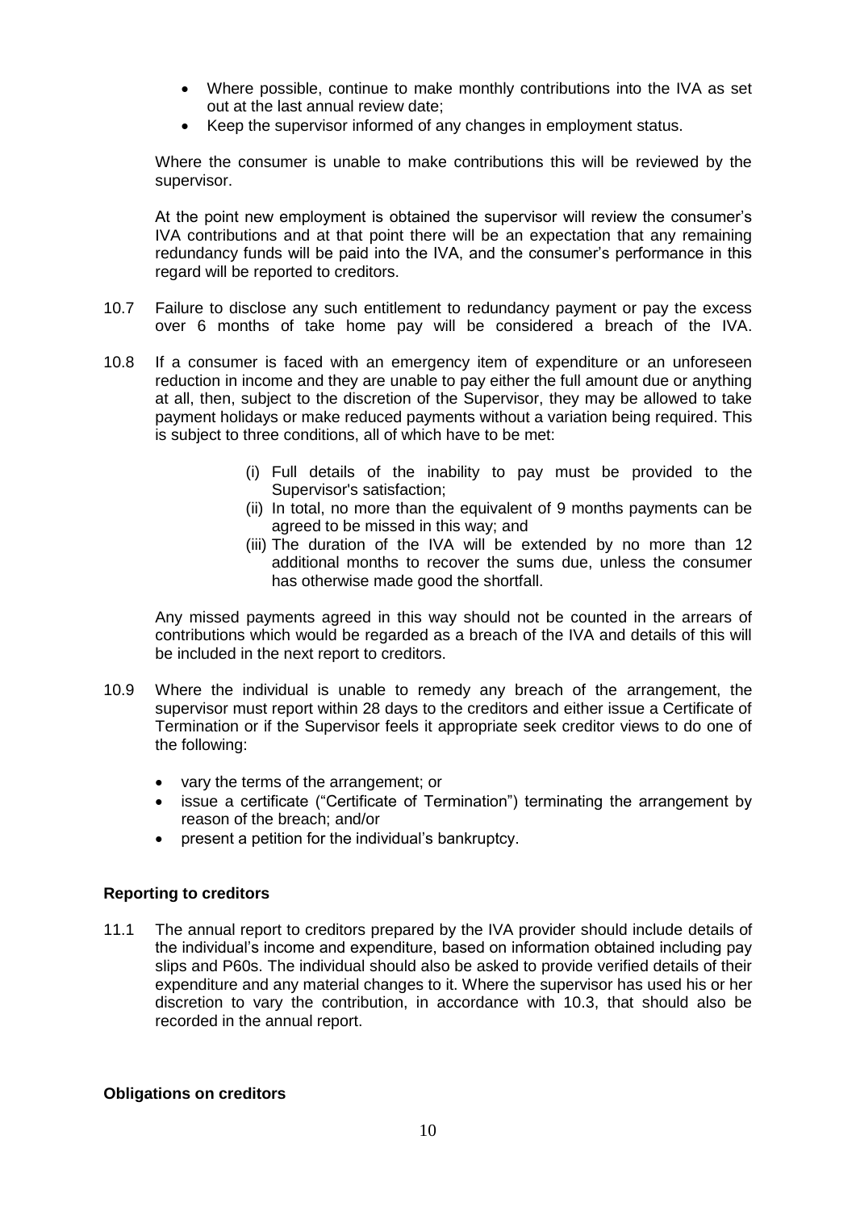- Where possible, continue to make monthly contributions into the IVA as set out at the last annual review date;
- Keep the supervisor informed of any changes in employment status.

Where the consumer is unable to make contributions this will be reviewed by the supervisor.

At the point new employment is obtained the supervisor will review the consumer's IVA contributions and at that point there will be an expectation that any remaining redundancy funds will be paid into the IVA, and the consumer's performance in this regard will be reported to creditors.

10.7 Failure to disclose any such entitlement to redundancy payment or pay the excess over 6 months of take home pay will be considered a breach of the IVA.

10.8 If a consumer is faced with an emergency item of expenditure or an unforeseen reduction in income and they are unable to pay either the full amount due or anything at all, then, subject to the discretion of the Supervisor, they may be allowed to take payment holidays or make reduced payments without a variation being required. This is subject to three conditions, all of which have to be met:

(i) Full details of the inability to pay must be provided to the Supervisor's satisfaction;
(ii) In total, no more than the equivalent of 9 months payments can be agreed to be missed in this way; and
(iii) The duration of the IVA will be extended by no more than 12 additional months to recover the sums due, unless the consumer has otherwise made good the shortfall.

Any missed payments agreed in this way should not be counted in the arrears of contributions which would be regarded as a breach of the IVA and details of this will be included in the next report to creditors.

10.9 Where the individual is unable to remedy any breach of the arrangement, the supervisor must report within 28 days to the creditors and either issue a Certificate of Termination or if the Supervisor feels it appropriate seek creditor views to do one of the following:

- vary the terms of the arrangement; or
- issue a certificate ("Certificate of Termination") terminating the arrangement by reason of the breach; and/or
- present a petition for the individual's bankruptcy.

**Reporting to creditors**

11.1 The annual report to creditors prepared by the IVA provider should include details of the individual's income and expenditure, based on information obtained including pay slips and P60s. The individual should also be asked to provide verified details of their expenditure and any material changes to it. Where the supervisor has used his or her discretion to vary the contribution, in accordance with 10.3, that should also be recorded in the annual report.

**Obligations on creditors**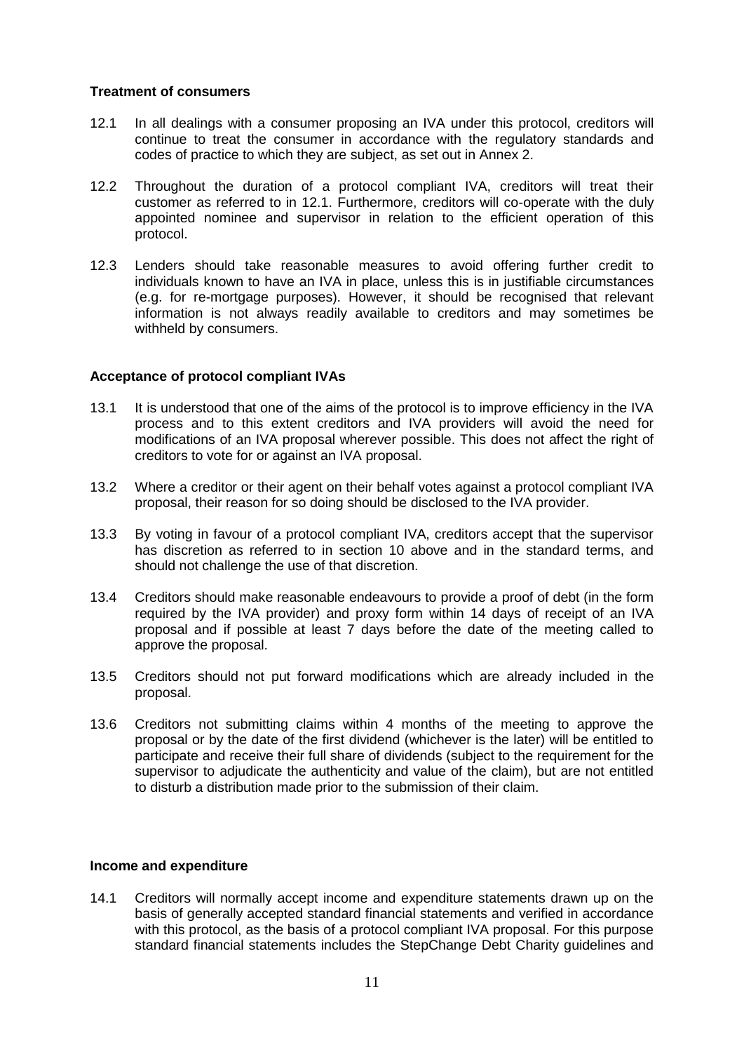**Treatment of consumers**

12.1 In all dealings with a consumer proposing an IVA under this protocol, creditors will continue to treat the consumer in accordance with the regulatory standards and codes of practice to which they are subject, as set out in Annex 2.

12.2 Throughout the duration of a protocol compliant IVA, creditors will treat their customer as referred to in 12.1. Furthermore, creditors will co-operate with the duly appointed nominee and supervisor in relation to the efficient operation of this protocol.

12.3 Lenders should take reasonable measures to avoid offering further credit to individuals known to have an IVA in place, unless this is in justifiable circumstances (e.g. for re-mortgage purposes). However, it should be recognised that relevant information is not always readily available to creditors and may sometimes be withheld by consumers.

**Acceptance of protocol compliant IVAs**

13.1 It is understood that one of the aims of the protocol is to improve efficiency in the IVA process and to this extent creditors and IVA providers will avoid the need for modifications of an IVA proposal wherever possible. This does not affect the right of creditors to vote for or against an IVA proposal.

13.2 Where a creditor or their agent on their behalf votes against a protocol compliant IVA proposal, their reason for so doing should be disclosed to the IVA provider.

13.3 By voting in favour of a protocol compliant IVA, creditors accept that the supervisor has discretion as referred to in section 10 above and in the standard terms, and should not challenge the use of that discretion.

13.4 Creditors should make reasonable endeavours to provide a proof of debt (in the form required by the IVA provider) and proxy form within 14 days of receipt of an IVA proposal and if possible at least 7 days before the date of the meeting called to approve the proposal.

13.5 Creditors should not put forward modifications which are already included in the proposal.

13.6 Creditors not submitting claims within 4 months of the meeting to approve the proposal or by the date of the first dividend (whichever is the later) will be entitled to participate and receive their full share of dividends (subject to the requirement for the supervisor to adjudicate the authenticity and value of the claim), but are not entitled to disturb a distribution made prior to the submission of their claim.

**Income and expenditure**

14.1 Creditors will normally accept income and expenditure statements drawn up on the basis of generally accepted standard financial statements and verified in accordance with this protocol, as the basis of a protocol compliant IVA proposal. For this purpose standard financial statements includes the StepChange Debt Charity guidelines and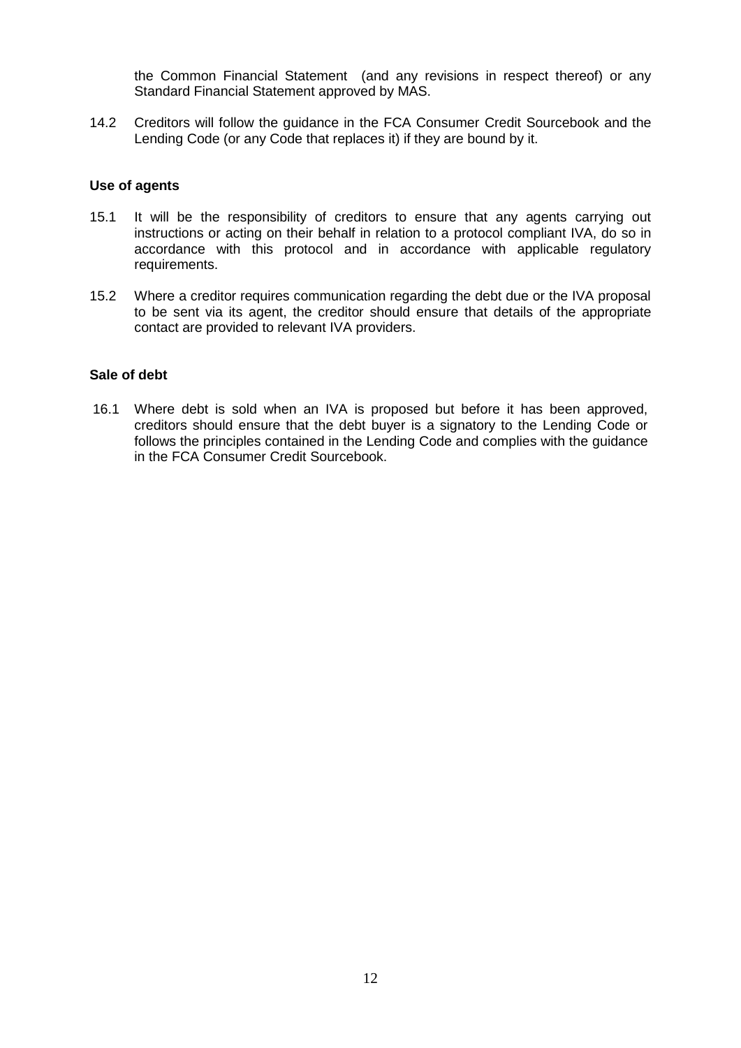the Common Financial Statement (and any revisions in respect thereof) or any Standard Financial Statement approved by MAS.

14.2 Creditors will follow the guidance in the FCA Consumer Credit Sourcebook and the Lending Code (or any Code that replaces it) if they are bound by it.

**Use of agents**

15.1 It will be the responsibility of creditors to ensure that any agents carrying out instructions or acting on their behalf in relation to a protocol compliant IVA, do so in accordance with this protocol and in accordance with applicable regulatory requirements.

15.2 Where a creditor requires communication regarding the debt due or the IVA proposal to be sent via its agent, the creditor should ensure that details of the appropriate contact are provided to relevant IVA providers.

**Sale of debt**

16.1 Where debt is sold when an IVA is proposed but before it has been approved, creditors should ensure that the debt buyer is a signatory to the Lending Code or follows the principles contained in the Lending Code and complies with the guidance in the FCA Consumer Credit Sourcebook.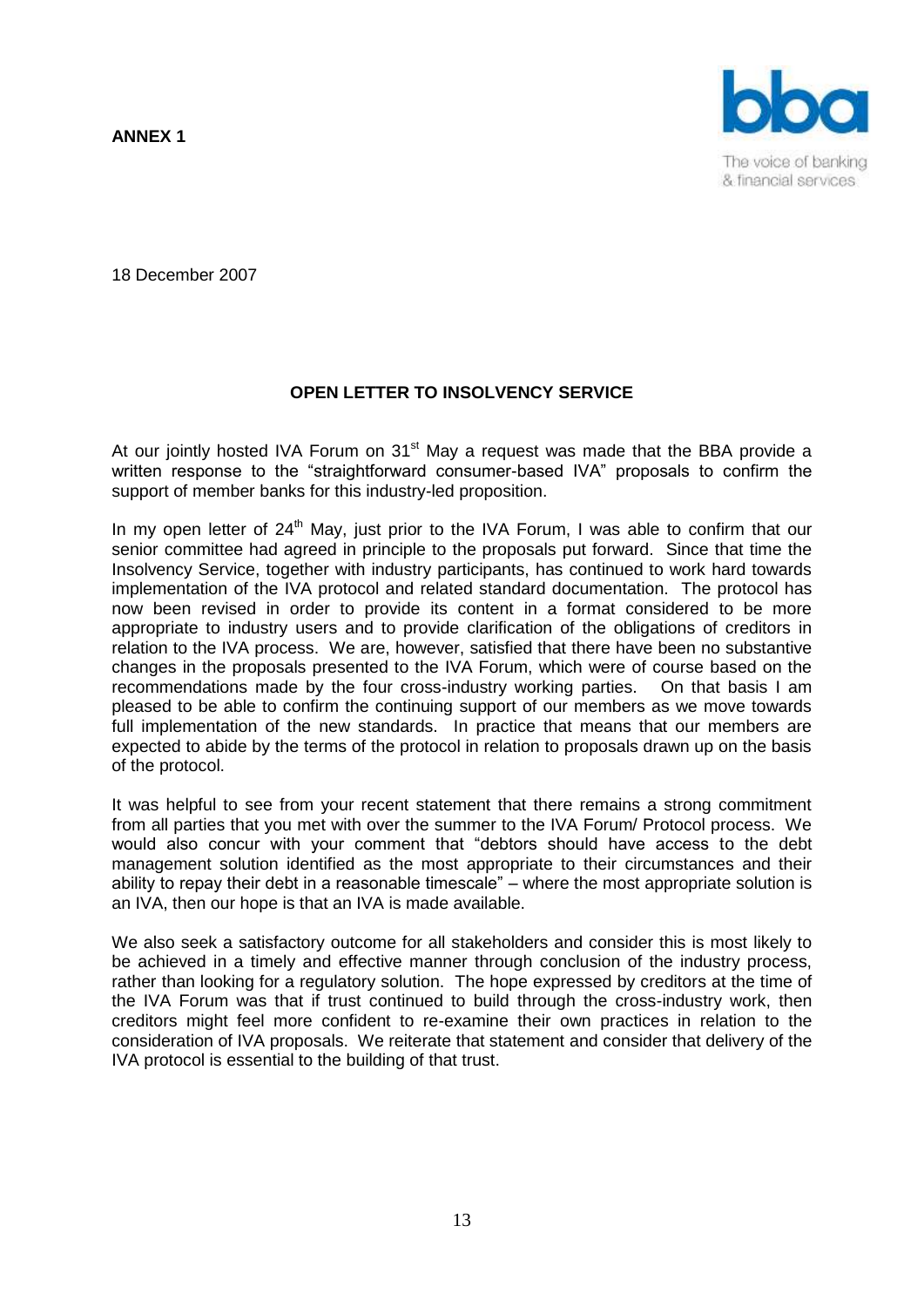**ANNEX 1**

bba
The voice of banking & financial services

18 December 2007

**OPEN LETTER TO INSOLVENCY SERVICE**

At our jointly hosted IVA Forum on 31st May a request was made that the BBA provide a written response to the "straightforward consumer-based IVA" proposals to confirm the support of member banks for this industry-led proposition.

In my open letter of 24th May, just prior to the IVA Forum, I was able to confirm that our senior committee had agreed in principle to the proposals put forward. Since that time the Insolvency Service, together with industry participants, has continued to work hard towards implementation of the IVA protocol and related standard documentation. The protocol has now been revised in order to provide its content in a format considered to be more appropriate to industry users and to provide clarification of the obligations of creditors in relation to the IVA process. We are, however, satisfied that there have been no substantive changes in the proposals presented to the IVA Forum, which were of course based on the recommendations made by the four cross-industry working parties. On that basis I am pleased to be able to confirm the continuing support of our members as we move towards full implementation of the new standards. In practice that means that our members are expected to abide by the terms of the protocol in relation to proposals drawn up on the basis of the protocol.

It was helpful to see from your recent statement that there remains a strong commitment from all parties that you met with over the summer to the IVA Forum/ Protocol process. We would also concur with your comment that "debtors should have access to the debt management solution identified as the most appropriate to their circumstances and their ability to repay their debt in a reasonable timescale" – where the most appropriate solution is an IVA, then our hope is that an IVA is made available.

We also seek a satisfactory outcome for all stakeholders and consider this is most likely to be achieved in a timely and effective manner through conclusion of the industry process, rather than looking for a regulatory solution. The hope expressed by creditors at the time of the IVA Forum was that if trust continued to build through the cross-industry work, then creditors might feel more confident to re-examine their own practices in relation to the consideration of IVA proposals. We reiterate that statement and consider that delivery of the IVA protocol is essential to the building of that trust.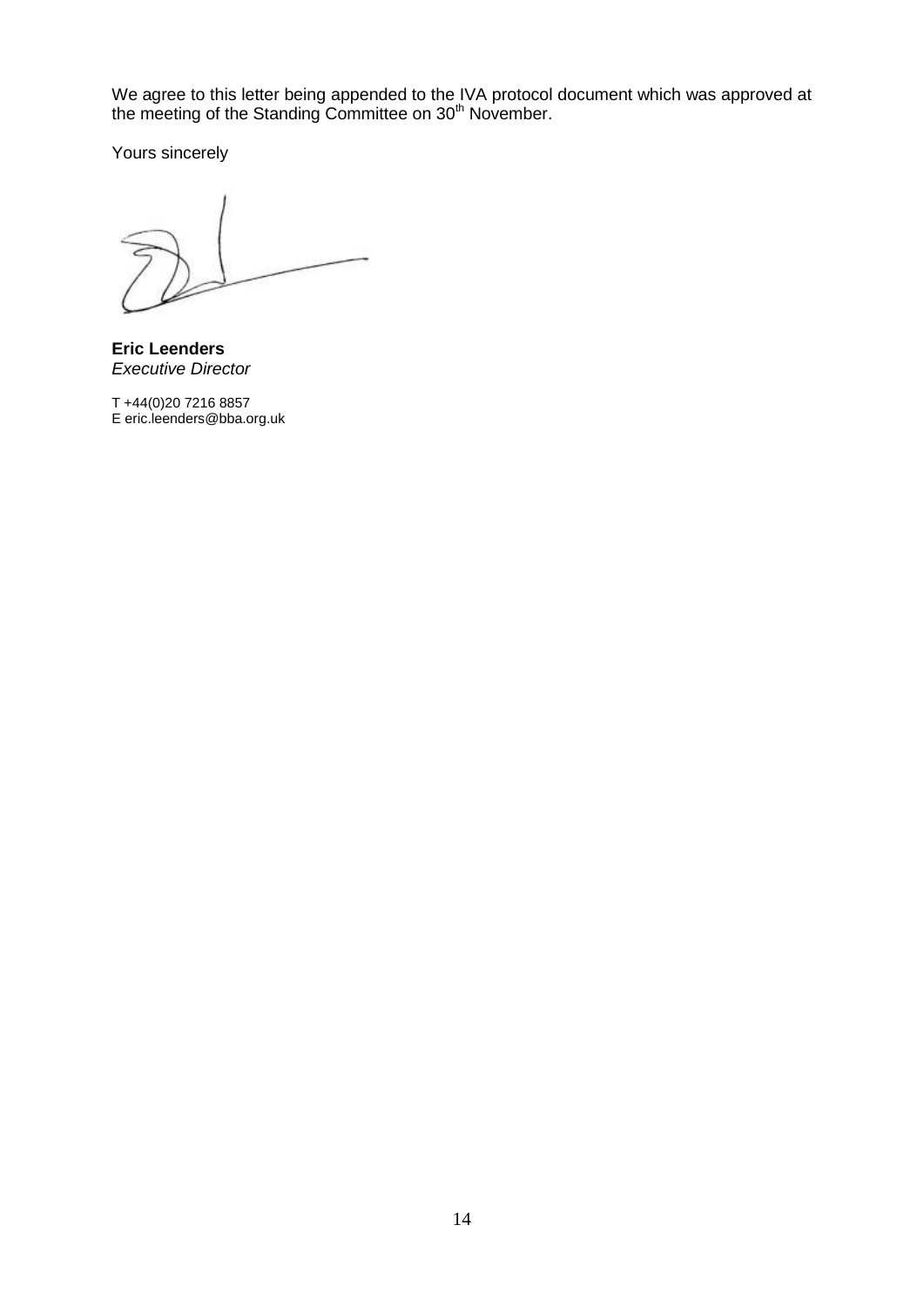We agree to this letter being appended to the IVA protocol document which was approved at the meeting of the Standing Committee on 30th November.

Yours sincerely

**Eric Leenders**
*Executive Director*

T +44(0)20 7216 8857
E eric.leenders@bba.org.uk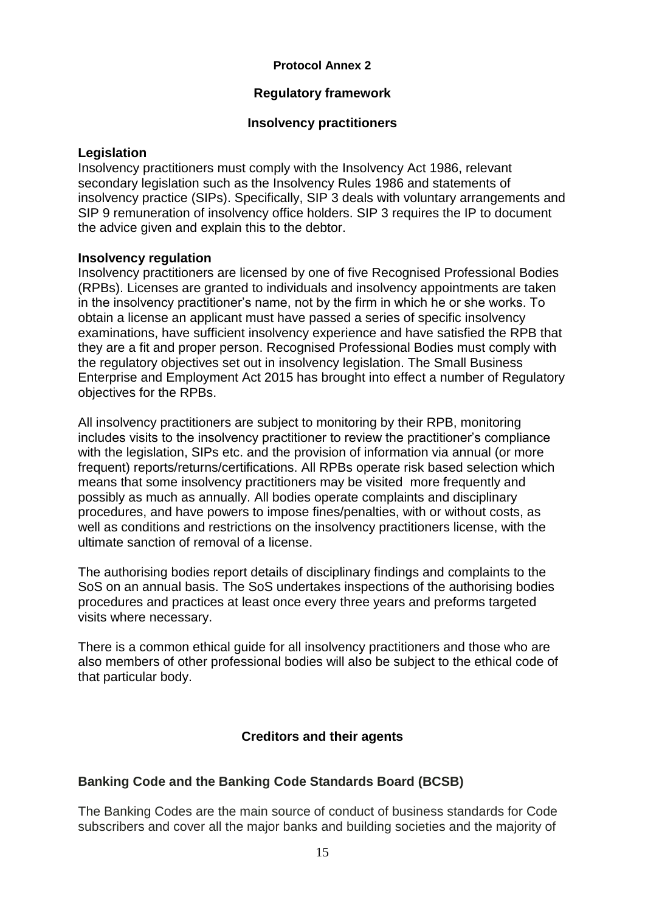**Protocol Annex 2**

**Regulatory framework**

**Insolvency practitioners**

**Legislation**

Insolvency practitioners must comply with the Insolvency Act 1986, relevant secondary legislation such as the Insolvency Rules 1986 and statements of insolvency practice (SIPs). Specifically, SIP 3 deals with voluntary arrangements and SIP 9 remuneration of insolvency office holders. SIP 3 requires the IP to document the advice given and explain this to the debtor.

**Insolvency regulation**

Insolvency practitioners are licensed by one of five Recognised Professional Bodies (RPBs). Licenses are granted to individuals and insolvency appointments are taken in the insolvency practitioner's name, not by the firm in which he or she works. To obtain a license an applicant must have passed a series of specific insolvency examinations, have sufficient insolvency experience and have satisfied the RPB that they are a fit and proper person. Recognised Professional Bodies must comply with the regulatory objectives set out in insolvency legislation. The Small Business Enterprise and Employment Act 2015 has brought into effect a number of Regulatory objectives for the RPBs.

All insolvency practitioners are subject to monitoring by their RPB, monitoring includes visits to the insolvency practitioner to review the practitioner's compliance with the legislation, SIPs etc. and the provision of information via annual (or more frequent) reports/returns/certifications. All RPBs operate risk based selection which means that some insolvency practitioners may be visited more frequently and possibly as much as annually. All bodies operate complaints and disciplinary procedures, and have powers to impose fines/penalties, with or without costs, as well as conditions and restrictions on the insolvency practitioners license, with the ultimate sanction of removal of a license.

The authorising bodies report details of disciplinary findings and complaints to the SoS on an annual basis. The SoS undertakes inspections of the authorising bodies procedures and practices at least once every three years and preforms targeted visits where necessary.

There is a common ethical guide for all insolvency practitioners and those who are also members of other professional bodies will also be subject to the ethical code of that particular body.

**Creditors and their agents**

**Banking Code and the Banking Code Standards Board (BCSB)**

The Banking Codes are the main source of conduct of business standards for Code subscribers and cover all the major banks and building societies and the majority of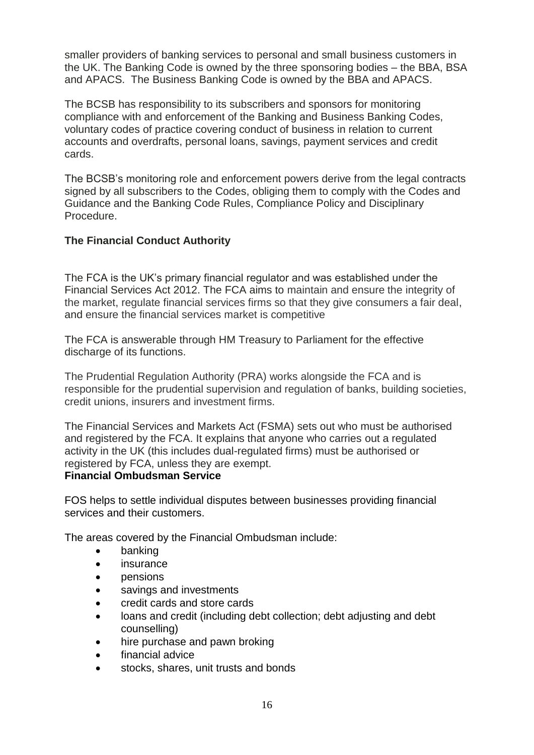smaller providers of banking services to personal and small business customers in the UK. The Banking Code is owned by the three sponsoring bodies – the BBA, BSA and APACS. The Business Banking Code is owned by the BBA and APACS.

The BCSB has responsibility to its subscribers and sponsors for monitoring compliance with and enforcement of the Banking and Business Banking Codes, voluntary codes of practice covering conduct of business in relation to current accounts and overdrafts, personal loans, savings, payment services and credit cards.

The BCSB's monitoring role and enforcement powers derive from the legal contracts signed by all subscribers to the Codes, obliging them to comply with the Codes and Guidance and the Banking Code Rules, Compliance Policy and Disciplinary Procedure.

**The Financial Conduct Authority**

The FCA is the UK's primary financial regulator and was established under the Financial Services Act 2012. The FCA aims to maintain and ensure the integrity of the market, regulate financial services firms so that they give consumers a fair deal, and ensure the financial services market is competitive

The FCA is answerable through HM Treasury to Parliament for the effective discharge of its functions.

The Prudential Regulation Authority (PRA) works alongside the FCA and is responsible for the prudential supervision and regulation of banks, building societies, credit unions, insurers and investment firms.

The Financial Services and Markets Act (FSMA) sets out who must be authorised and registered by the FCA. It explains that anyone who carries out a regulated activity in the UK (this includes dual-regulated firms) must be authorised or registered by FCA, unless they are exempt.

**Financial Ombudsman Service**

FOS helps to settle individual disputes between businesses providing financial services and their customers.

The areas covered by the Financial Ombudsman include:

- banking
- insurance
- pensions
- savings and investments
- credit cards and store cards
- loans and credit (including debt collection; debt adjusting and debt counselling)
- hire purchase and pawn broking
- financial advice
- stocks, shares, unit trusts and bonds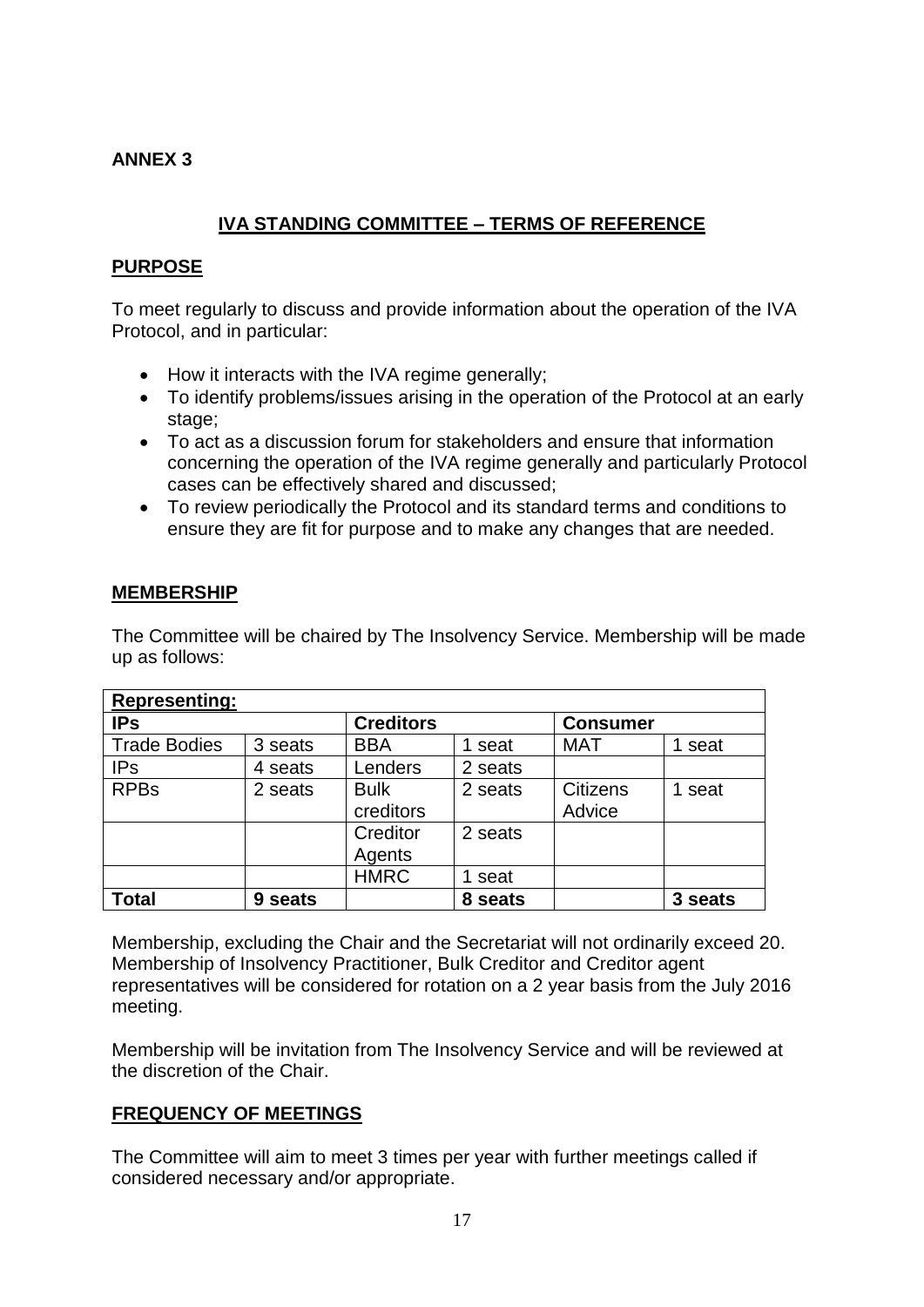**ANNEX 3**

## IVA STANDING COMMITTEE – TERMS OF REFERENCE

### PURPOSE

To meet regularly to discuss and provide information about the operation of the IVA Protocol, and in particular:

- How it interacts with the IVA regime generally;
- To identify problems/issues arising in the operation of the Protocol at an early stage;
- To act as a discussion forum for stakeholders and ensure that information concerning the operation of the IVA regime generally and particularly Protocol cases can be effectively shared and discussed;
- To review periodically the Protocol and its standard terms and conditions to ensure they are fit for purpose and to make any changes that are needed.

### MEMBERSHIP

The Committee will be chaired by The Insolvency Service. Membership will be made up as follows:

| **Representing:** | | | | | |
|---|---|---|---|---|---|
| **IPs** | | **Creditors** | | **Consumer** | |
| Trade Bodies | 3 seats | BBA | 1 seat | MAT | 1 seat |
| IPs | 4 seats | Lenders | 2 seats | | |
| RPBs | 2 seats | Bulk creditors | 2 seats | Citizens Advice | 1 seat |
| | | Creditor Agents | 2 seats | | |
| | | HMRC | 1 seat | | |
| **Total** | **9 seats** | | **8 seats** | | **3 seats** |

Membership, excluding the Chair and the Secretariat will not ordinarily exceed 20. Membership of Insolvency Practitioner, Bulk Creditor and Creditor agent representatives will be considered for rotation on a 2 year basis from the July 2016 meeting.

Membership will be invitation from The Insolvency Service and will be reviewed at the discretion of the Chair.

### FREQUENCY OF MEETINGS

The Committee will aim to meet 3 times per year with further meetings called if considered necessary and/or appropriate.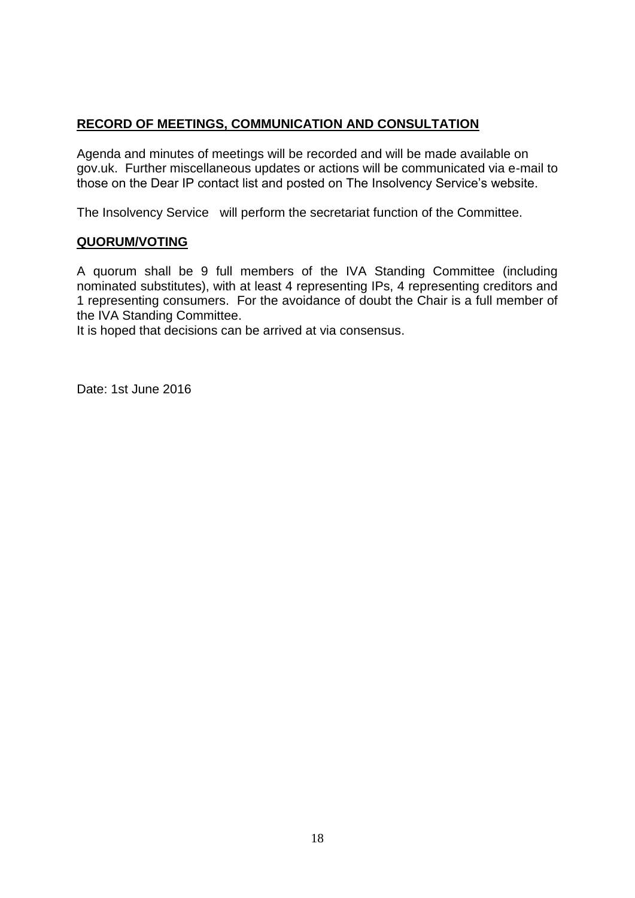## **RECORD OF MEETINGS, COMMUNICATION AND CONSULTATION**

Agenda and minutes of meetings will be recorded and will be made available on gov.uk. Further miscellaneous updates or actions will be communicated via e-mail to those on the Dear IP contact list and posted on The Insolvency Service's website.

The Insolvency Service will perform the secretariat function of the Committee.

## **QUORUM/VOTING**

A quorum shall be 9 full members of the IVA Standing Committee (including nominated substitutes), with at least 4 representing IPs, 4 representing creditors and 1 representing consumers. For the avoidance of doubt the Chair is a full member of the IVA Standing Committee.

It is hoped that decisions can be arrived at via consensus.

Date: 1st June 2016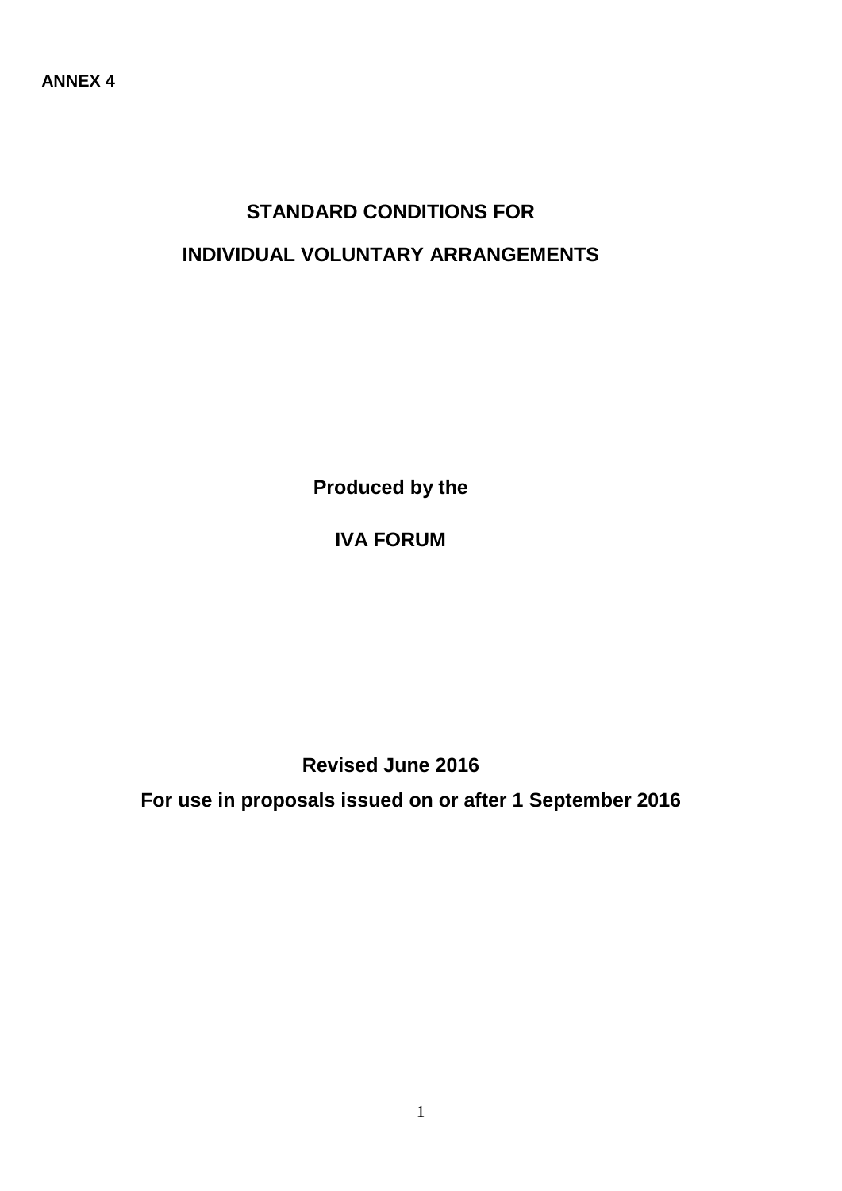**ANNEX 4**

# STANDARD CONDITIONS FOR

# INDIVIDUAL VOLUNTARY ARRANGEMENTS

**Produced by the**

**IVA FORUM**

**Revised June 2016**

**For use in proposals issued on or after 1 September 2016**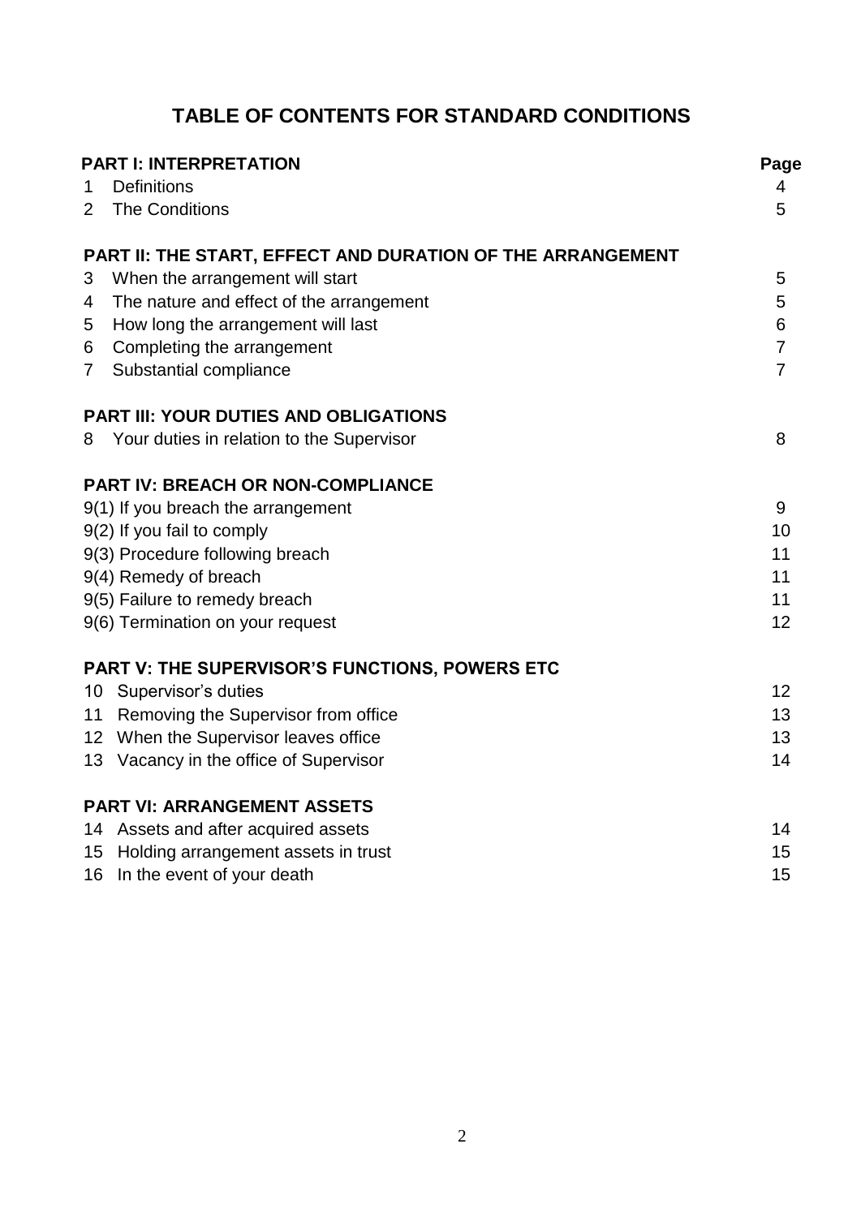# TABLE OF CONTENTS FOR STANDARD CONDITIONS

| | | Page |
|---|---|---|
| **PART I: INTERPRETATION** | | |
| 1 | Definitions | 4 |
| 2 | The Conditions | 5 |
| **PART II: THE START, EFFECT AND DURATION OF THE ARRANGEMENT** | | |
| 3 | When the arrangement will start | 5 |
| 4 | The nature and effect of the arrangement | 5 |
| 5 | How long the arrangement will last | 6 |
| 6 | Completing the arrangement | 7 |
| 7 | Substantial compliance | 7 |
| **PART III: YOUR DUTIES AND OBLIGATIONS** | | |
| 8 | Your duties in relation to the Supervisor | 8 |
| **PART IV: BREACH OR NON-COMPLIANCE** | | |
| 9(1) | If you breach the arrangement | 9 |
| 9(2) | If you fail to comply | 10 |
| 9(3) | Procedure following breach | 11 |
| 9(4) | Remedy of breach | 11 |
| 9(5) | Failure to remedy breach | 11 |
| 9(6) | Termination on your request | 12 |
| **PART V: THE SUPERVISOR'S FUNCTIONS, POWERS ETC** | | |
| 10 | Supervisor's duties | 12 |
| 11 | Removing the Supervisor from office | 13 |
| 12 | When the Supervisor leaves office | 13 |
| 13 | Vacancy in the office of Supervisor | 14 |
| **PART VI: ARRANGEMENT ASSETS** | | |
| 14 | Assets and after acquired assets | 14 |
| 15 | Holding arrangement assets in trust | 15 |
| 16 | In the event of your death | 15 |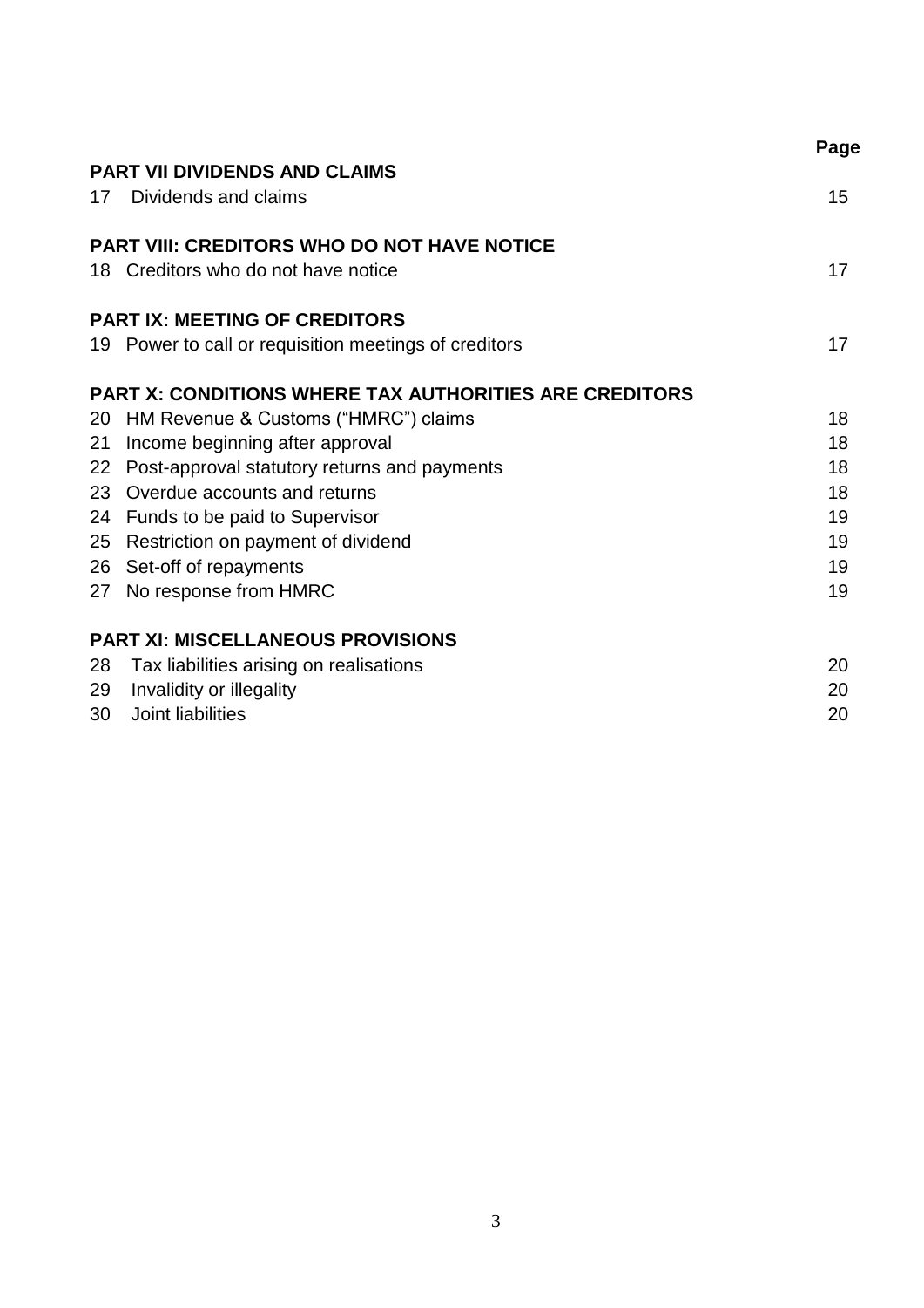| | Page |
|---|---|
| **PART VII DIVIDENDS AND CLAIMS** | |
| 17 Dividends and claims | 15 |
| **PART VIII: CREDITORS WHO DO NOT HAVE NOTICE** | |
| 18 Creditors who do not have notice | 17 |
| **PART IX: MEETING OF CREDITORS** | |
| 19 Power to call or requisition meetings of creditors | 17 |
| **PART X: CONDITIONS WHERE TAX AUTHORITIES ARE CREDITORS** | |
| 20 HM Revenue & Customs ("HMRC") claims | 18 |
| 21 Income beginning after approval | 18 |
| 22 Post-approval statutory returns and payments | 18 |
| 23 Overdue accounts and returns | 18 |
| 24 Funds to be paid to Supervisor | 19 |
| 25 Restriction on payment of dividend | 19 |
| 26 Set-off of repayments | 19 |
| 27 No response from HMRC | 19 |
| **PART XI: MISCELLANEOUS PROVISIONS** | |
| 28 Tax liabilities arising on realisations | 20 |
| 29 Invalidity or illegality | 20 |
| 30 Joint liabilities | 20 |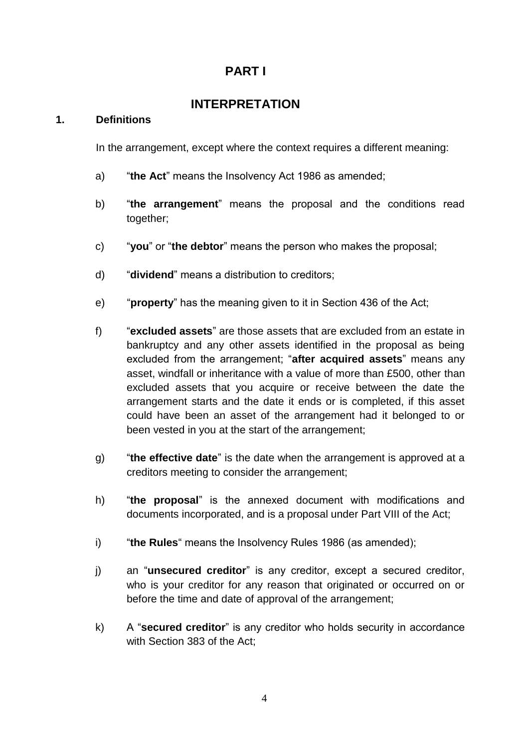# PART I

## INTERPRETATION

### 1. Definitions

In the arrangement, except where the context requires a different meaning:

a) "**the Act**" means the Insolvency Act 1986 as amended;

b) "**the arrangement**" means the proposal and the conditions read together;

c) "**you**" or "**the debtor**" means the person who makes the proposal;

d) "**dividend**" means a distribution to creditors;

e) "**property**" has the meaning given to it in Section 436 of the Act;

f) "**excluded assets**" are those assets that are excluded from an estate in bankruptcy and any other assets identified in the proposal as being excluded from the arrangement; "**after acquired assets**" means any asset, windfall or inheritance with a value of more than £500, other than excluded assets that you acquire or receive between the date the arrangement starts and the date it ends or is completed, if this asset could have been an asset of the arrangement had it belonged to or been vested in you at the start of the arrangement;

g) "**the effective date**" is the date when the arrangement is approved at a creditors meeting to consider the arrangement;

h) "**the proposal**" is the annexed document with modifications and documents incorporated, and is a proposal under Part VIII of the Act;

i) "**the Rules**" means the Insolvency Rules 1986 (as amended);

j) an "**unsecured creditor**" is any creditor, except a secured creditor, who is your creditor for any reason that originated or occurred on or before the time and date of approval of the arrangement;

k) A "**secured creditor**" is any creditor who holds security in accordance with Section 383 of the Act;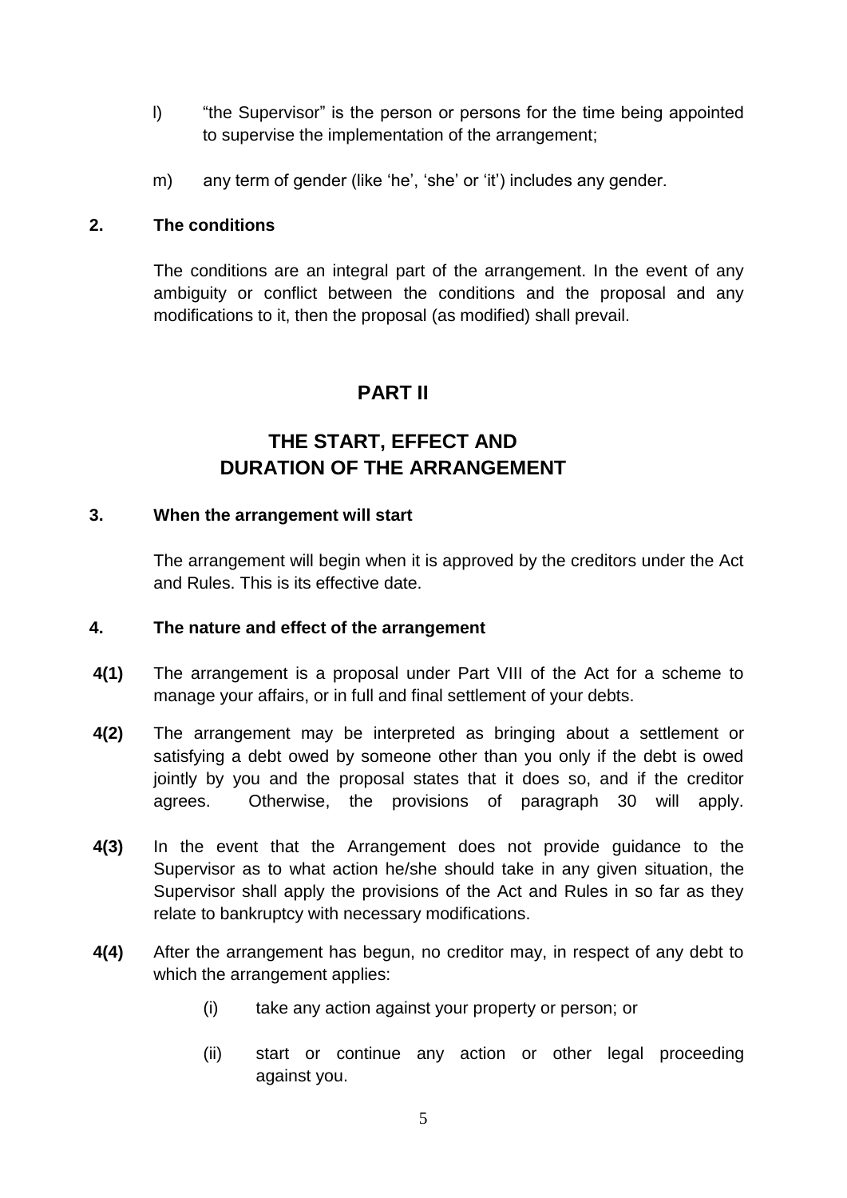l) "the Supervisor" is the person or persons for the time being appointed to supervise the implementation of the arrangement;

m) any term of gender (like 'he', 'she' or 'it') includes any gender.

**2. The conditions**

The conditions are an integral part of the arrangement. In the event of any ambiguity or conflict between the conditions and the proposal and any modifications to it, then the proposal (as modified) shall prevail.

## PART II

## THE START, EFFECT AND DURATION OF THE ARRANGEMENT

**3. When the arrangement will start**

The arrangement will begin when it is approved by the creditors under the Act and Rules. This is its effective date.

**4. The nature and effect of the arrangement**

**4(1)** The arrangement is a proposal under Part VIII of the Act for a scheme to manage your affairs, or in full and final settlement of your debts.

**4(2)** The arrangement may be interpreted as bringing about a settlement or satisfying a debt owed by someone other than you only if the debt is owed jointly by you and the proposal states that it does so, and if the creditor agrees. Otherwise, the provisions of paragraph 30 will apply.

**4(3)** In the event that the Arrangement does not provide guidance to the Supervisor as to what action he/she should take in any given situation, the Supervisor shall apply the provisions of the Act and Rules in so far as they relate to bankruptcy with necessary modifications.

**4(4)** After the arrangement has begun, no creditor may, in respect of any debt to which the arrangement applies:

(i) take any action against your property or person; or

(ii) start or continue any action or other legal proceeding against you.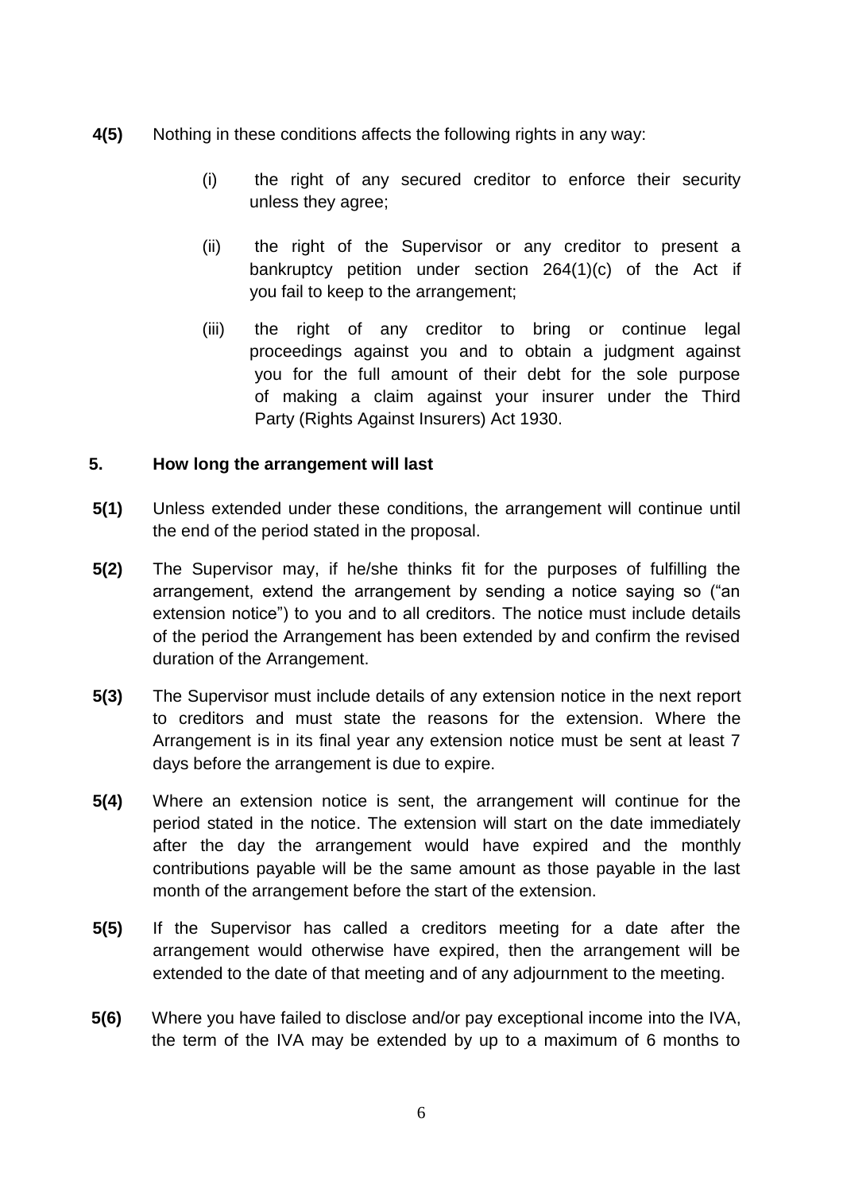**4(5)** Nothing in these conditions affects the following rights in any way:

(i) the right of any secured creditor to enforce their security unless they agree;

(ii) the right of the Supervisor or any creditor to present a bankruptcy petition under section 264(1)(c) of the Act if you fail to keep to the arrangement;

(iii) the right of any creditor to bring or continue legal proceedings against you and to obtain a judgment against you for the full amount of their debt for the sole purpose of making a claim against your insurer under the Third Party (Rights Against Insurers) Act 1930.

## 5. How long the arrangement will last

**5(1)** Unless extended under these conditions, the arrangement will continue until the end of the period stated in the proposal.

**5(2)** The Supervisor may, if he/she thinks fit for the purposes of fulfilling the arrangement, extend the arrangement by sending a notice saying so ("an extension notice") to you and to all creditors. The notice must include details of the period the Arrangement has been extended by and confirm the revised duration of the Arrangement.

**5(3)** The Supervisor must include details of any extension notice in the next report to creditors and must state the reasons for the extension. Where the Arrangement is in its final year any extension notice must be sent at least 7 days before the arrangement is due to expire.

**5(4)** Where an extension notice is sent, the arrangement will continue for the period stated in the notice. The extension will start on the date immediately after the day the arrangement would have expired and the monthly contributions payable will be the same amount as those payable in the last month of the arrangement before the start of the extension.

**5(5)** If the Supervisor has called a creditors meeting for a date after the arrangement would otherwise have expired, then the arrangement will be extended to the date of that meeting and of any adjournment to the meeting.

**5(6)** Where you have failed to disclose and/or pay exceptional income into the IVA, the term of the IVA may be extended by up to a maximum of 6 months to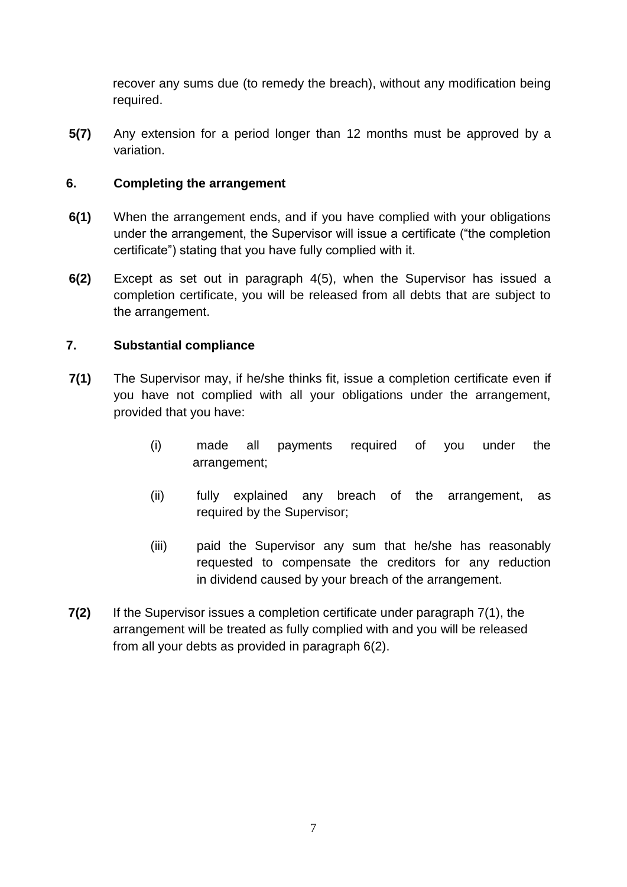recover any sums due (to remedy the breach), without any modification being required.

**5(7)** Any extension for a period longer than 12 months must be approved by a variation.

## 6. Completing the arrangement

**6(1)** When the arrangement ends, and if you have complied with your obligations under the arrangement, the Supervisor will issue a certificate ("the completion certificate") stating that you have fully complied with it.

**6(2)** Except as set out in paragraph 4(5), when the Supervisor has issued a completion certificate, you will be released from all debts that are subject to the arrangement.

## 7. Substantial compliance

**7(1)** The Supervisor may, if he/she thinks fit, issue a completion certificate even if you have not complied with all your obligations under the arrangement, provided that you have:

- (i) made all payments required of you under the arrangement;
- (ii) fully explained any breach of the arrangement, as required by the Supervisor;
- (iii) paid the Supervisor any sum that he/she has reasonably requested to compensate the creditors for any reduction in dividend caused by your breach of the arrangement.

**7(2)** If the Supervisor issues a completion certificate under paragraph 7(1), the arrangement will be treated as fully complied with and you will be released from all your debts as provided in paragraph 6(2).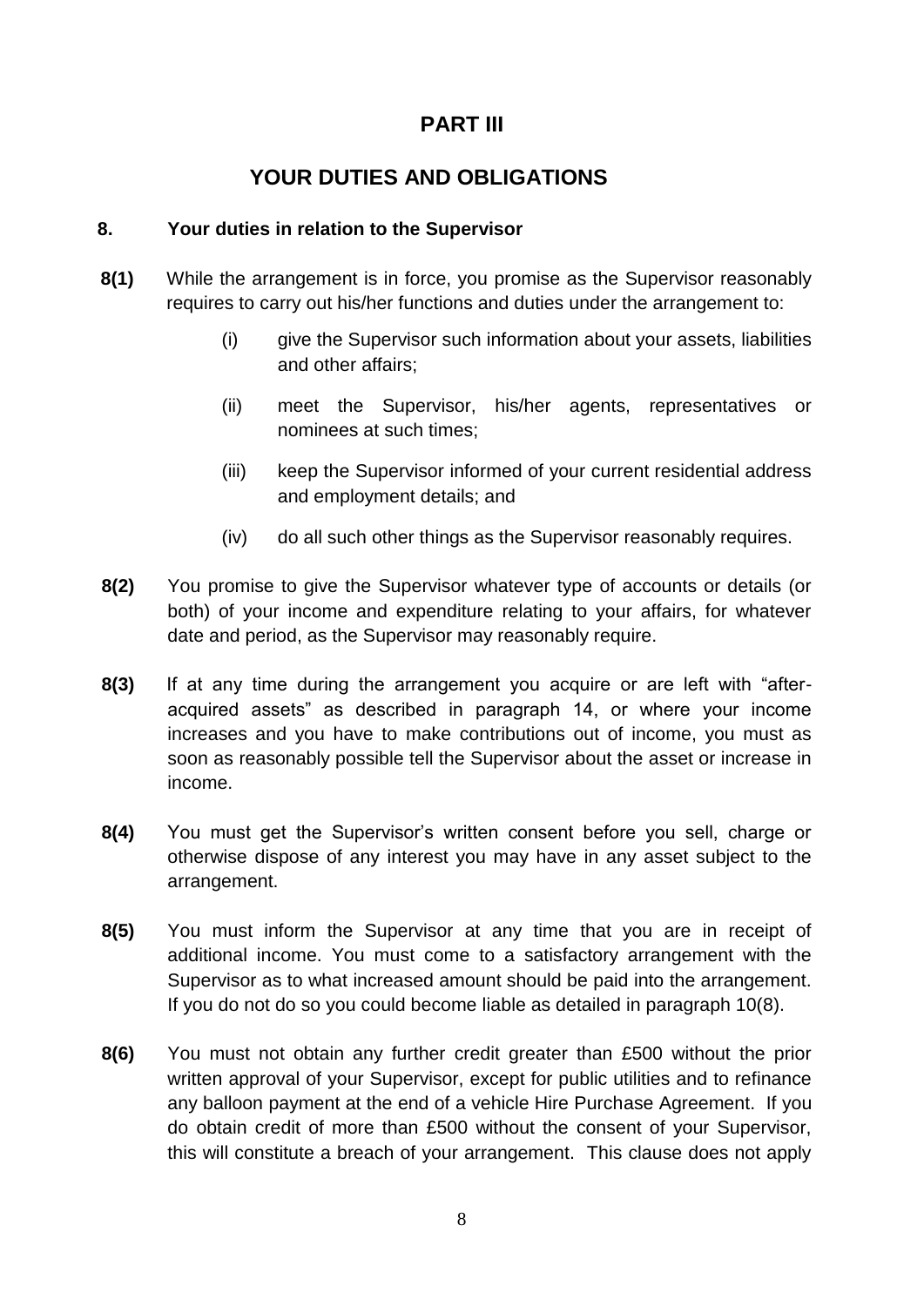# PART III

# YOUR DUTIES AND OBLIGATIONS

### 8. Your duties in relation to the Supervisor

**8(1)** While the arrangement is in force, you promise as the Supervisor reasonably requires to carry out his/her functions and duties under the arrangement to:

(i) give the Supervisor such information about your assets, liabilities and other affairs;

(ii) meet the Supervisor, his/her agents, representatives or nominees at such times;

(iii) keep the Supervisor informed of your current residential address and employment details; and

(iv) do all such other things as the Supervisor reasonably requires.

**8(2)** You promise to give the Supervisor whatever type of accounts or details (or both) of your income and expenditure relating to your affairs, for whatever date and period, as the Supervisor may reasonably require.

**8(3)** If at any time during the arrangement you acquire or are left with "after-acquired assets" as described in paragraph 14, or where your income increases and you have to make contributions out of income, you must as soon as reasonably possible tell the Supervisor about the asset or increase in income.

**8(4)** You must get the Supervisor's written consent before you sell, charge or otherwise dispose of any interest you may have in any asset subject to the arrangement.

**8(5)** You must inform the Supervisor at any time that you are in receipt of additional income. You must come to a satisfactory arrangement with the Supervisor as to what increased amount should be paid into the arrangement. If you do not do so you could become liable as detailed in paragraph 10(8).

**8(6)** You must not obtain any further credit greater than £500 without the prior written approval of your Supervisor, except for public utilities and to refinance any balloon payment at the end of a vehicle Hire Purchase Agreement. If you do obtain credit of more than £500 without the consent of your Supervisor, this will constitute a breach of your arrangement. This clause does not apply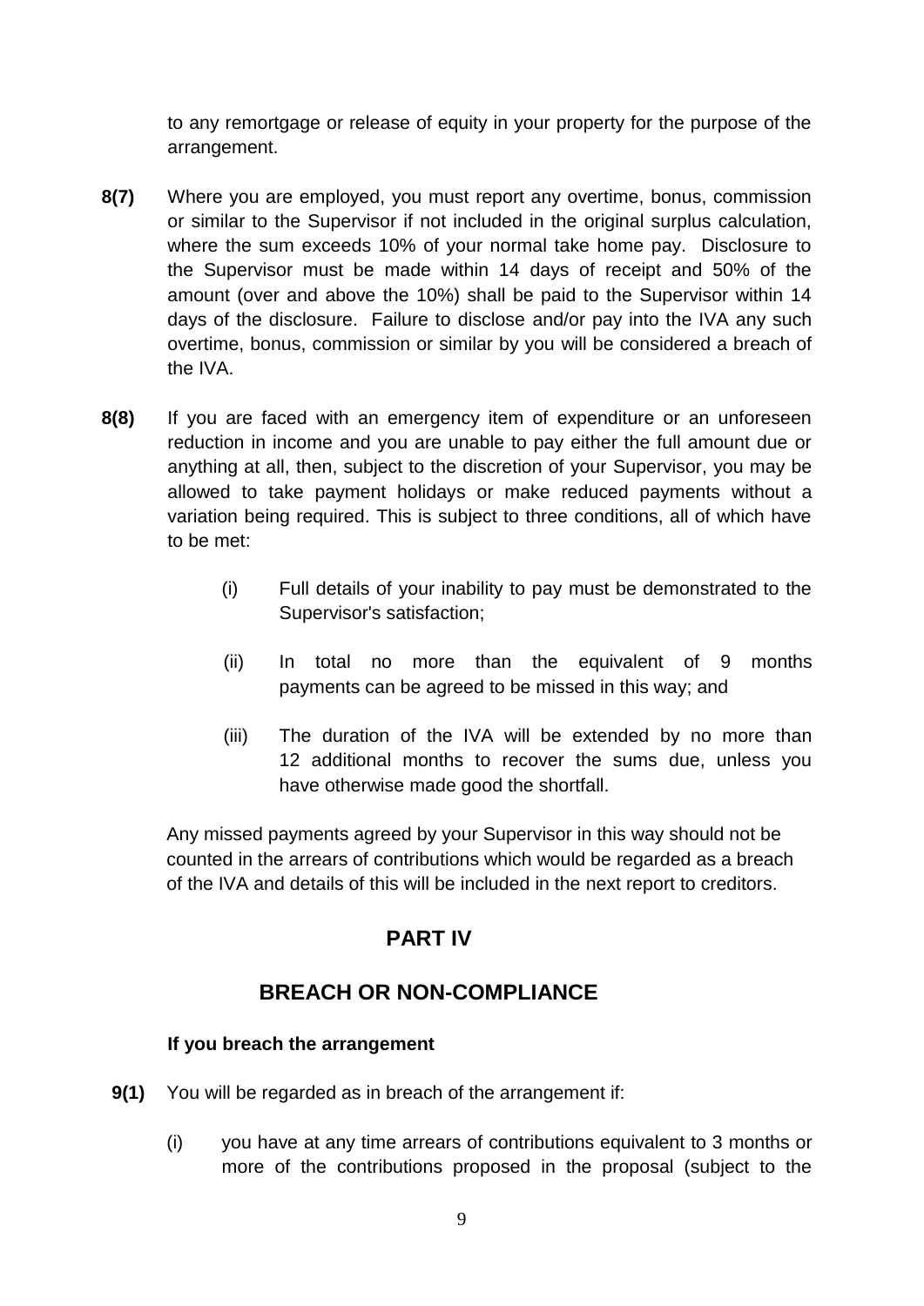to any remortgage or release of equity in your property for the purpose of the arrangement.

**8(7)** Where you are employed, you must report any overtime, bonus, commission or similar to the Supervisor if not included in the original surplus calculation, where the sum exceeds 10% of your normal take home pay. Disclosure to the Supervisor must be made within 14 days of receipt and 50% of the amount (over and above the 10%) shall be paid to the Supervisor within 14 days of the disclosure. Failure to disclose and/or pay into the IVA any such overtime, bonus, commission or similar by you will be considered a breach of the IVA.

**8(8)** If you are faced with an emergency item of expenditure or an unforeseen reduction in income and you are unable to pay either the full amount due or anything at all, then, subject to the discretion of your Supervisor, you may be allowed to take payment holidays or make reduced payments without a variation being required. This is subject to three conditions, all of which have to be met:

(i) Full details of your inability to pay must be demonstrated to the Supervisor's satisfaction;

(ii) In total no more than the equivalent of 9 months payments can be agreed to be missed in this way; and

(iii) The duration of the IVA will be extended by no more than 12 additional months to recover the sums due, unless you have otherwise made good the shortfall.

Any missed payments agreed by your Supervisor in this way should not be counted in the arrears of contributions which would be regarded as a breach of the IVA and details of this will be included in the next report to creditors.

## PART IV

## BREACH OR NON-COMPLIANCE

**If you breach the arrangement**

**9(1)** You will be regarded as in breach of the arrangement if:

(i) you have at any time arrears of contributions equivalent to 3 months or more of the contributions proposed in the proposal (subject to the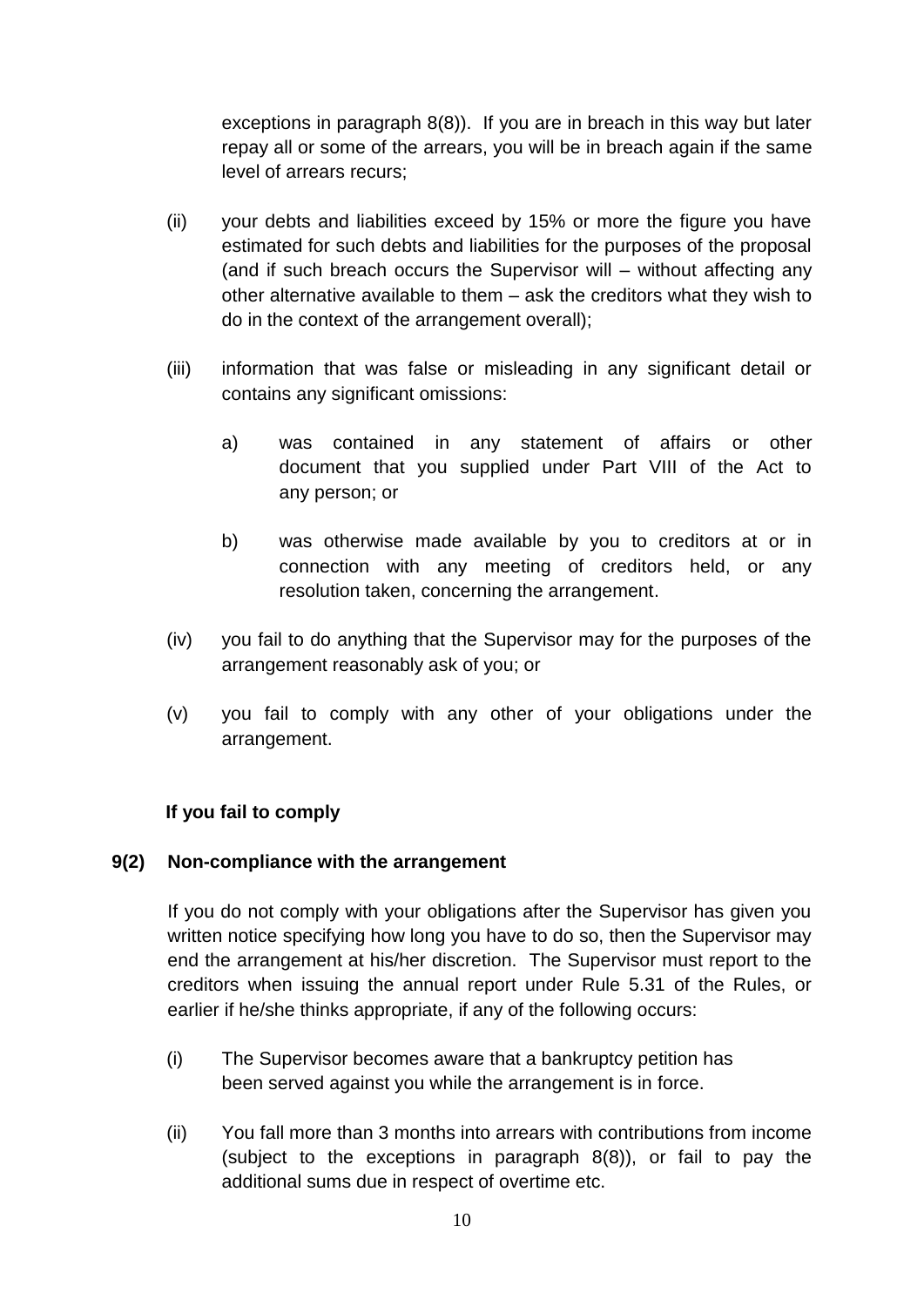exceptions in paragraph 8(8)). If you are in breach in this way but later repay all or some of the arrears, you will be in breach again if the same level of arrears recurs;

(ii) your debts and liabilities exceed by 15% or more the figure you have estimated for such debts and liabilities for the purposes of the proposal (and if such breach occurs the Supervisor will – without affecting any other alternative available to them – ask the creditors what they wish to do in the context of the arrangement overall);

(iii) information that was false or misleading in any significant detail or contains any significant omissions:

  a) was contained in any statement of affairs or other document that you supplied under Part VIII of the Act to any person; or

  b) was otherwise made available by you to creditors at or in connection with any meeting of creditors held, or any resolution taken, concerning the arrangement.

(iv) you fail to do anything that the Supervisor may for the purposes of the arrangement reasonably ask of you; or

(v) you fail to comply with any other of your obligations under the arrangement.

**If you fail to comply**

**9(2) Non-compliance with the arrangement**

If you do not comply with your obligations after the Supervisor has given you written notice specifying how long you have to do so, then the Supervisor may end the arrangement at his/her discretion. The Supervisor must report to the creditors when issuing the annual report under Rule 5.31 of the Rules, or earlier if he/she thinks appropriate, if any of the following occurs:

(i) The Supervisor becomes aware that a bankruptcy petition has been served against you while the arrangement is in force.

(ii) You fall more than 3 months into arrears with contributions from income (subject to the exceptions in paragraph 8(8)), or fail to pay the additional sums due in respect of overtime etc.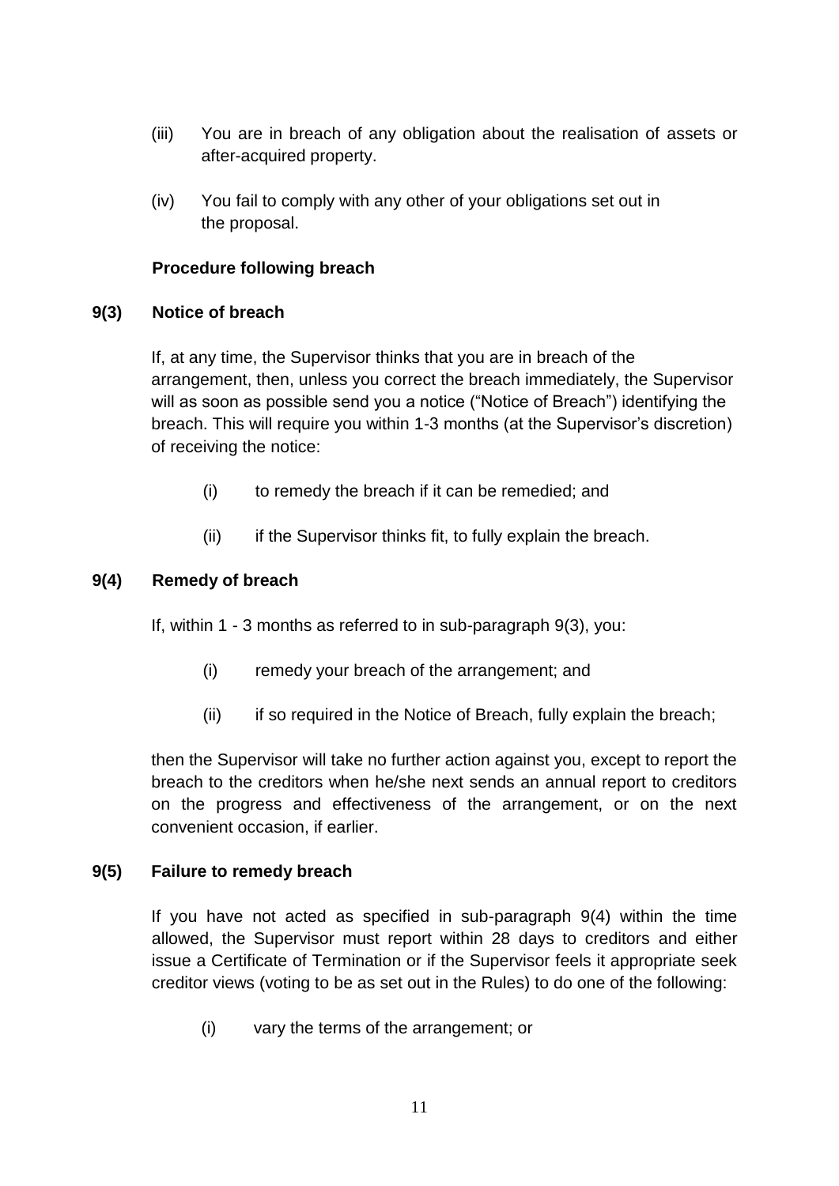(iii) You are in breach of any obligation about the realisation of assets or after-acquired property.

(iv) You fail to comply with any other of your obligations set out in the proposal.

**Procedure following breach**

**9(3) Notice of breach**

If, at any time, the Supervisor thinks that you are in breach of the arrangement, then, unless you correct the breach immediately, the Supervisor will as soon as possible send you a notice ("Notice of Breach") identifying the breach. This will require you within 1-3 months (at the Supervisor's discretion) of receiving the notice:

(i) to remedy the breach if it can be remedied; and

(ii) if the Supervisor thinks fit, to fully explain the breach.

**9(4) Remedy of breach**

If, within 1 - 3 months as referred to in sub-paragraph 9(3), you:

(i) remedy your breach of the arrangement; and

(ii) if so required in the Notice of Breach, fully explain the breach;

then the Supervisor will take no further action against you, except to report the breach to the creditors when he/she next sends an annual report to creditors on the progress and effectiveness of the arrangement, or on the next convenient occasion, if earlier.

**9(5) Failure to remedy breach**

If you have not acted as specified in sub-paragraph 9(4) within the time allowed, the Supervisor must report within 28 days to creditors and either issue a Certificate of Termination or if the Supervisor feels it appropriate seek creditor views (voting to be as set out in the Rules) to do one of the following:

(i) vary the terms of the arrangement; or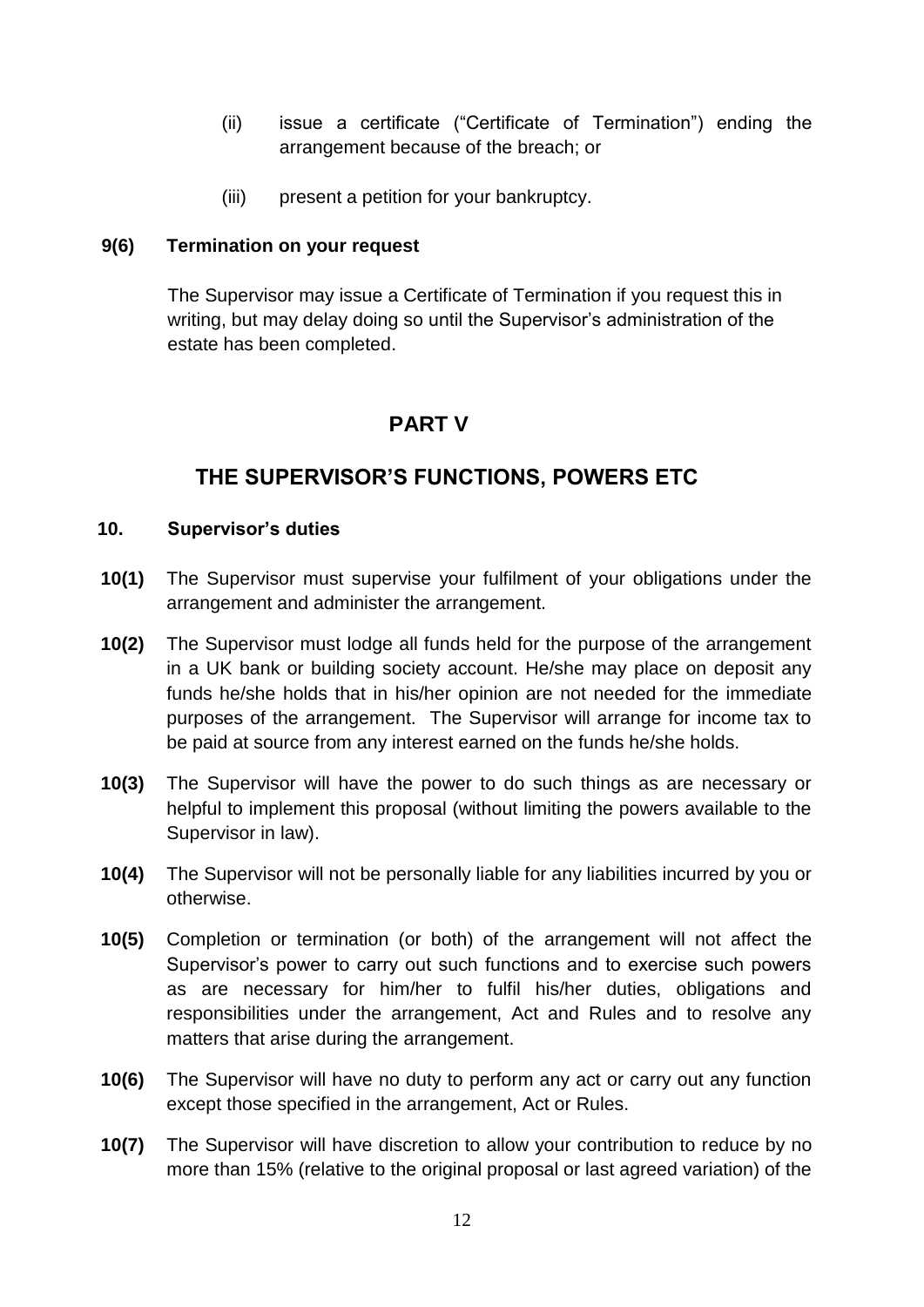(ii) issue a certificate ("Certificate of Termination") ending the arrangement because of the breach; or

(iii) present a petition for your bankruptcy.

**9(6) Termination on your request**

The Supervisor may issue a Certificate of Termination if you request this in writing, but may delay doing so until the Supervisor's administration of the estate has been completed.

## PART V

## THE SUPERVISOR'S FUNCTIONS, POWERS ETC

**10. Supervisor's duties**

**10(1)** The Supervisor must supervise your fulfilment of your obligations under the arrangement and administer the arrangement.

**10(2)** The Supervisor must lodge all funds held for the purpose of the arrangement in a UK bank or building society account. He/she may place on deposit any funds he/she holds that in his/her opinion are not needed for the immediate purposes of the arrangement. The Supervisor will arrange for income tax to be paid at source from any interest earned on the funds he/she holds.

**10(3)** The Supervisor will have the power to do such things as are necessary or helpful to implement this proposal (without limiting the powers available to the Supervisor in law).

**10(4)** The Supervisor will not be personally liable for any liabilities incurred by you or otherwise.

**10(5)** Completion or termination (or both) of the arrangement will not affect the Supervisor's power to carry out such functions and to exercise such powers as are necessary for him/her to fulfil his/her duties, obligations and responsibilities under the arrangement, Act and Rules and to resolve any matters that arise during the arrangement.

**10(6)** The Supervisor will have no duty to perform any act or carry out any function except those specified in the arrangement, Act or Rules.

**10(7)** The Supervisor will have discretion to allow your contribution to reduce by no more than 15% (relative to the original proposal or last agreed variation) of the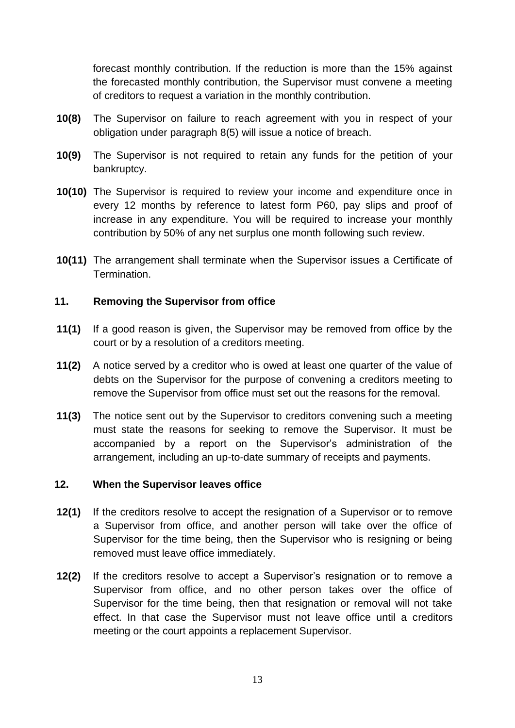forecast monthly contribution. If the reduction is more than the 15% against the forecasted monthly contribution, the Supervisor must convene a meeting of creditors to request a variation in the monthly contribution.

**10(8)** The Supervisor on failure to reach agreement with you in respect of your obligation under paragraph 8(5) will issue a notice of breach.

**10(9)** The Supervisor is not required to retain any funds for the petition of your bankruptcy.

**10(10)** The Supervisor is required to review your income and expenditure once in every 12 months by reference to latest form P60, pay slips and proof of increase in any expenditure. You will be required to increase your monthly contribution by 50% of any net surplus one month following such review.

**10(11)** The arrangement shall terminate when the Supervisor issues a Certificate of Termination.

### 11. Removing the Supervisor from office

**11(1)** If a good reason is given, the Supervisor may be removed from office by the court or by a resolution of a creditors meeting.

**11(2)** A notice served by a creditor who is owed at least one quarter of the value of debts on the Supervisor for the purpose of convening a creditors meeting to remove the Supervisor from office must set out the reasons for the removal.

**11(3)** The notice sent out by the Supervisor to creditors convening such a meeting must state the reasons for seeking to remove the Supervisor. It must be accompanied by a report on the Supervisor's administration of the arrangement, including an up-to-date summary of receipts and payments.

### 12. When the Supervisor leaves office

**12(1)** If the creditors resolve to accept the resignation of a Supervisor or to remove a Supervisor from office, and another person will take over the office of Supervisor for the time being, then the Supervisor who is resigning or being removed must leave office immediately.

**12(2)** If the creditors resolve to accept a Supervisor's resignation or to remove a Supervisor from office, and no other person takes over the office of Supervisor for the time being, then that resignation or removal will not take effect. In that case the Supervisor must not leave office until a creditors meeting or the court appoints a replacement Supervisor.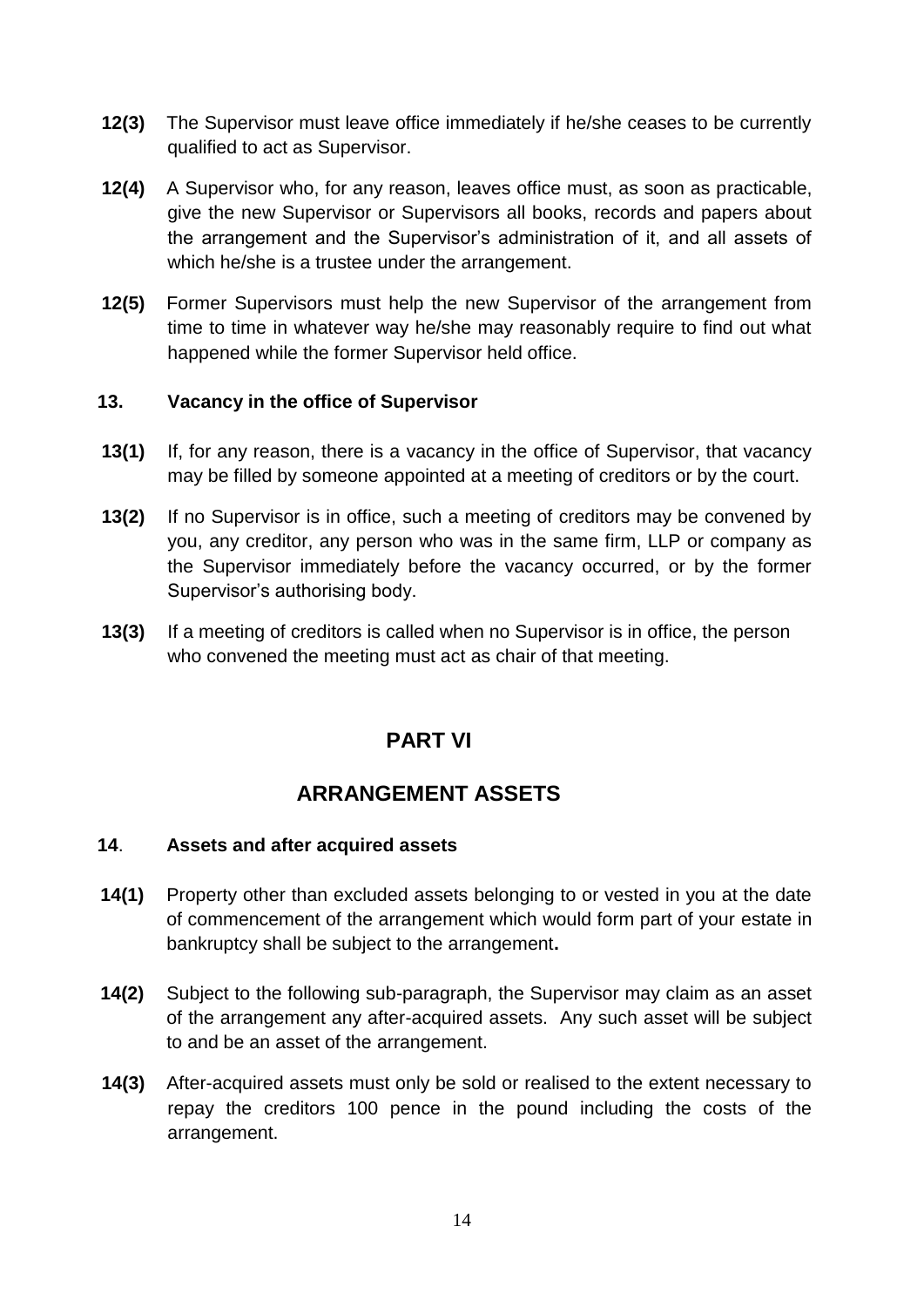**12(3)** The Supervisor must leave office immediately if he/she ceases to be currently qualified to act as Supervisor.

**12(4)** A Supervisor who, for any reason, leaves office must, as soon as practicable, give the new Supervisor or Supervisors all books, records and papers about the arrangement and the Supervisor's administration of it, and all assets of which he/she is a trustee under the arrangement.

**12(5)** Former Supervisors must help the new Supervisor of the arrangement from time to time in whatever way he/she may reasonably require to find out what happened while the former Supervisor held office.

### 13. Vacancy in the office of Supervisor

**13(1)** If, for any reason, there is a vacancy in the office of Supervisor, that vacancy may be filled by someone appointed at a meeting of creditors or by the court.

**13(2)** If no Supervisor is in office, such a meeting of creditors may be convened by you, any creditor, any person who was in the same firm, LLP or company as the Supervisor immediately before the vacancy occurred, or by the former Supervisor's authorising body.

**13(3)** If a meeting of creditors is called when no Supervisor is in office, the person who convened the meeting must act as chair of that meeting.

## PART VI

## ARRANGEMENT ASSETS

### 14. Assets and after acquired assets

**14(1)** Property other than excluded assets belonging to or vested in you at the date of commencement of the arrangement which would form part of your estate in bankruptcy shall be subject to the arrangement**.**

**14(2)** Subject to the following sub-paragraph, the Supervisor may claim as an asset of the arrangement any after-acquired assets. Any such asset will be subject to and be an asset of the arrangement.

**14(3)** After-acquired assets must only be sold or realised to the extent necessary to repay the creditors 100 pence in the pound including the costs of the arrangement.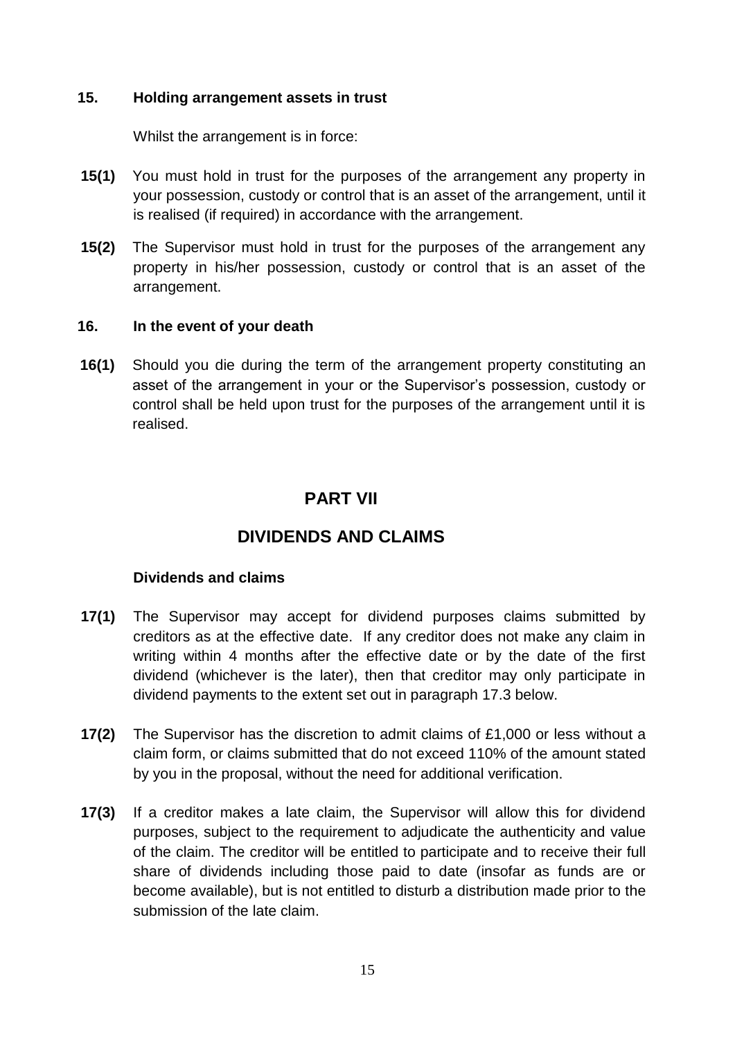**15. Holding arrangement assets in trust**

Whilst the arrangement is in force:

**15(1)** You must hold in trust for the purposes of the arrangement any property in your possession, custody or control that is an asset of the arrangement, until it is realised (if required) in accordance with the arrangement.

**15(2)** The Supervisor must hold in trust for the purposes of the arrangement any property in his/her possession, custody or control that is an asset of the arrangement.

**16. In the event of your death**

**16(1)** Should you die during the term of the arrangement property constituting an asset of the arrangement in your or the Supervisor's possession, custody or control shall be held upon trust for the purposes of the arrangement until it is realised.

## PART VII

## DIVIDENDS AND CLAIMS

**Dividends and claims**

**17(1)** The Supervisor may accept for dividend purposes claims submitted by creditors as at the effective date. If any creditor does not make any claim in writing within 4 months after the effective date or by the date of the first dividend (whichever is the later), then that creditor may only participate in dividend payments to the extent set out in paragraph 17.3 below.

**17(2)** The Supervisor has the discretion to admit claims of £1,000 or less without a claim form, or claims submitted that do not exceed 110% of the amount stated by you in the proposal, without the need for additional verification.

**17(3)** If a creditor makes a late claim, the Supervisor will allow this for dividend purposes, subject to the requirement to adjudicate the authenticity and value of the claim. The creditor will be entitled to participate and to receive their full share of dividends including those paid to date (insofar as funds are or become available), but is not entitled to disturb a distribution made prior to the submission of the late claim.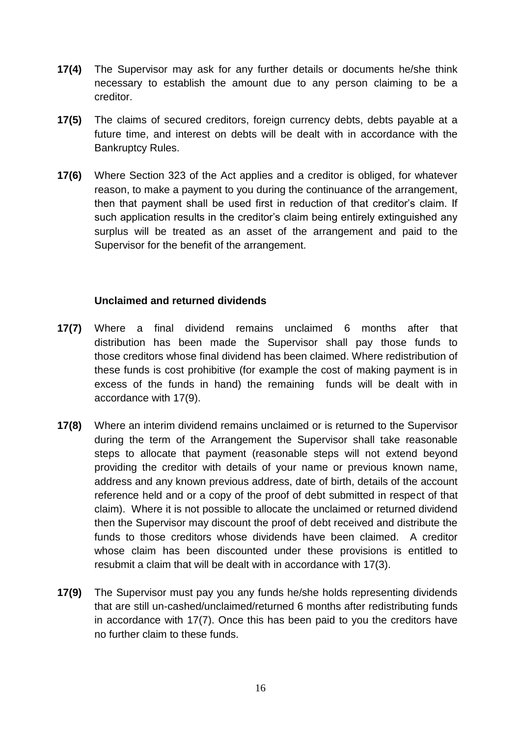**17(4)** The Supervisor may ask for any further details or documents he/she think necessary to establish the amount due to any person claiming to be a creditor.

**17(5)** The claims of secured creditors, foreign currency debts, debts payable at a future time, and interest on debts will be dealt with in accordance with the Bankruptcy Rules.

**17(6)** Where Section 323 of the Act applies and a creditor is obliged, for whatever reason, to make a payment to you during the continuance of the arrangement, then that payment shall be used first in reduction of that creditor's claim. If such application results in the creditor's claim being entirely extinguished any surplus will be treated as an asset of the arrangement and paid to the Supervisor for the benefit of the arrangement.

**Unclaimed and returned dividends**

**17(7)** Where a final dividend remains unclaimed 6 months after that distribution has been made the Supervisor shall pay those funds to those creditors whose final dividend has been claimed. Where redistribution of these funds is cost prohibitive (for example the cost of making payment is in excess of the funds in hand) the remaining funds will be dealt with in accordance with 17(9).

**17(8)** Where an interim dividend remains unclaimed or is returned to the Supervisor during the term of the Arrangement the Supervisor shall take reasonable steps to allocate that payment (reasonable steps will not extend beyond providing the creditor with details of your name or previous known name, address and any known previous address, date of birth, details of the account reference held and or a copy of the proof of debt submitted in respect of that claim). Where it is not possible to allocate the unclaimed or returned dividend then the Supervisor may discount the proof of debt received and distribute the funds to those creditors whose dividends have been claimed. A creditor whose claim has been discounted under these provisions is entitled to resubmit a claim that will be dealt with in accordance with 17(3).

**17(9)** The Supervisor must pay you any funds he/she holds representing dividends that are still un-cashed/unclaimed/returned 6 months after redistributing funds in accordance with 17(7). Once this has been paid to you the creditors have no further claim to these funds.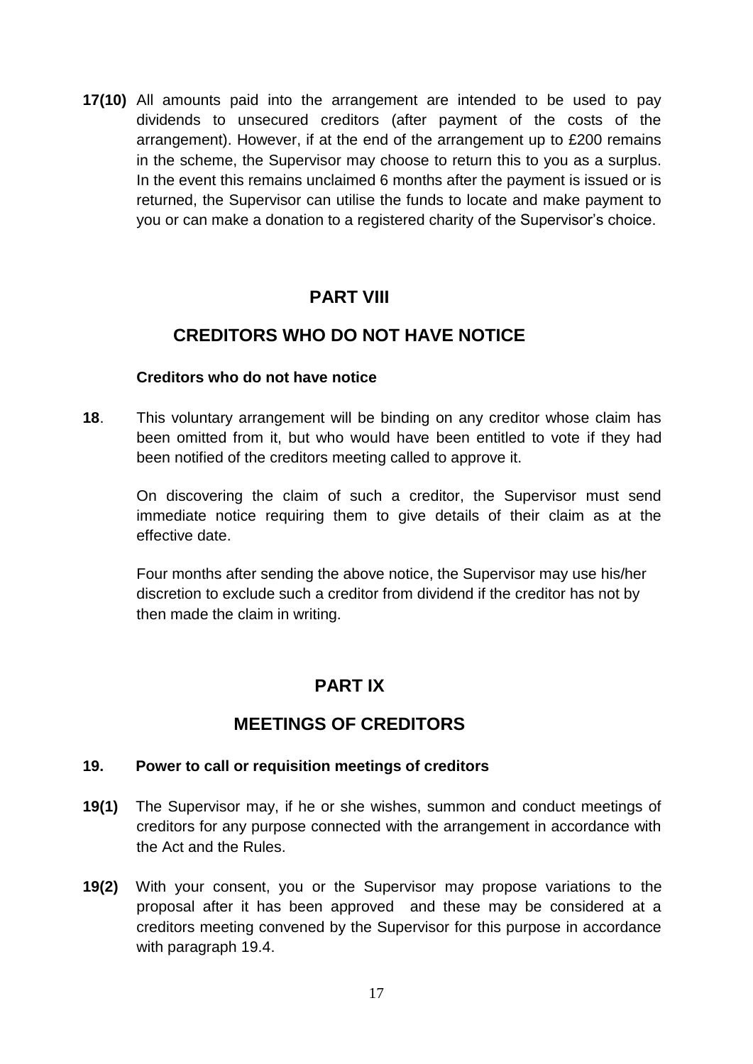**17(10)** All amounts paid into the arrangement are intended to be used to pay dividends to unsecured creditors (after payment of the costs of the arrangement). However, if at the end of the arrangement up to £200 remains in the scheme, the Supervisor may choose to return this to you as a surplus. In the event this remains unclaimed 6 months after the payment is issued or is returned, the Supervisor can utilise the funds to locate and make payment to you or can make a donation to a registered charity of the Supervisor's choice.

## PART VIII

## CREDITORS WHO DO NOT HAVE NOTICE

**Creditors who do not have notice**

**18**. This voluntary arrangement will be binding on any creditor whose claim has been omitted from it, but who would have been entitled to vote if they had been notified of the creditors meeting called to approve it.

On discovering the claim of such a creditor, the Supervisor must send immediate notice requiring them to give details of their claim as at the effective date.

Four months after sending the above notice, the Supervisor may use his/her discretion to exclude such a creditor from dividend if the creditor has not by then made the claim in writing.

## PART IX

## MEETINGS OF CREDITORS

**19. Power to call or requisition meetings of creditors**

**19(1)** The Supervisor may, if he or she wishes, summon and conduct meetings of creditors for any purpose connected with the arrangement in accordance with the Act and the Rules.

**19(2)** With your consent, you or the Supervisor may propose variations to the proposal after it has been approved and these may be considered at a creditors meeting convened by the Supervisor for this purpose in accordance with paragraph 19.4.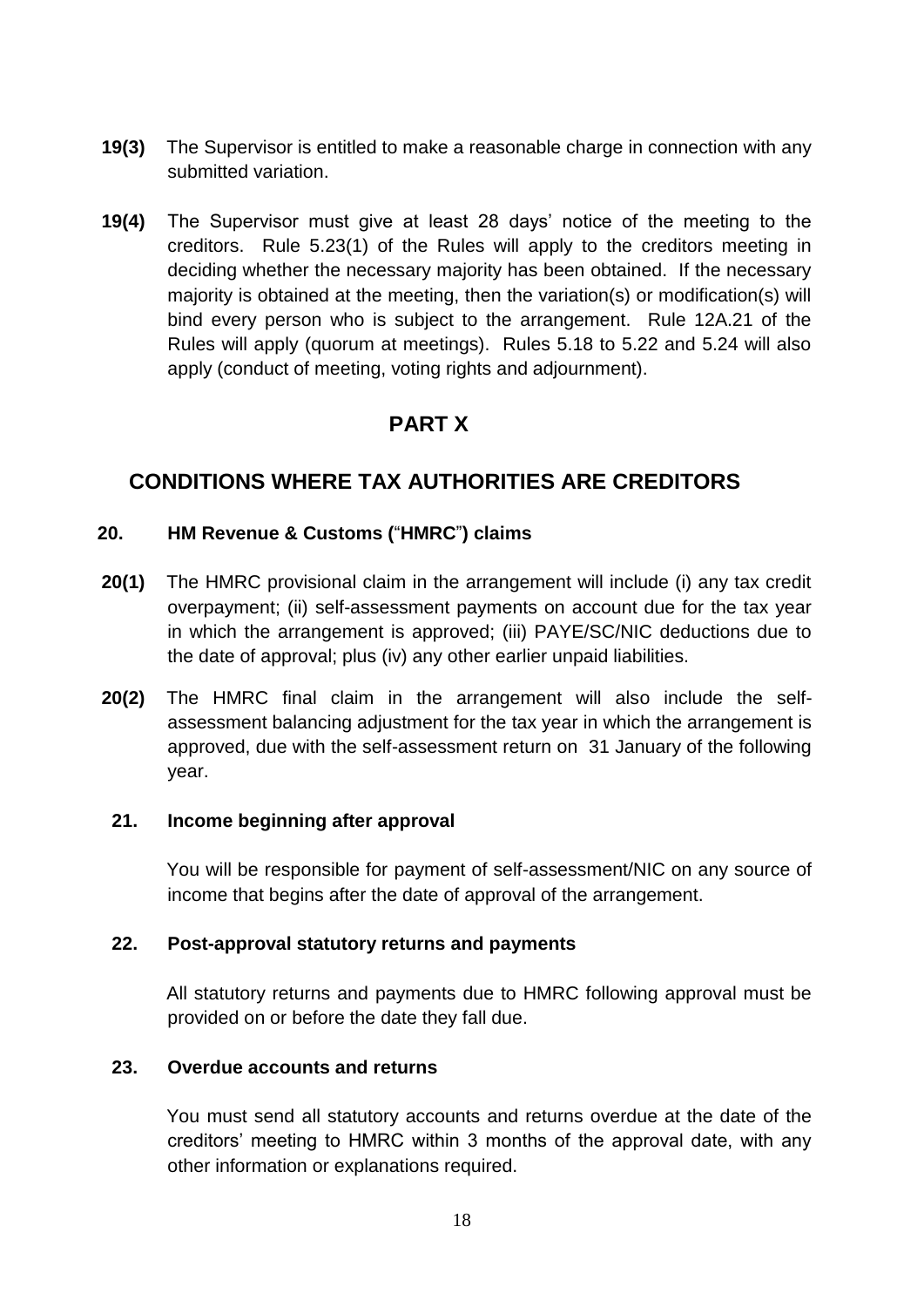**19(3)** The Supervisor is entitled to make a reasonable charge in connection with any submitted variation.

**19(4)** The Supervisor must give at least 28 days' notice of the meeting to the creditors. Rule 5.23(1) of the Rules will apply to the creditors meeting in deciding whether the necessary majority has been obtained. If the necessary majority is obtained at the meeting, then the variation(s) or modification(s) will bind every person who is subject to the arrangement. Rule 12A.21 of the Rules will apply (quorum at meetings). Rules 5.18 to 5.22 and 5.24 will also apply (conduct of meeting, voting rights and adjournment).

# PART X

# CONDITIONS WHERE TAX AUTHORITIES ARE CREDITORS

### 20. HM Revenue & Customs ("HMRC") claims

**20(1)** The HMRC provisional claim in the arrangement will include (i) any tax credit overpayment; (ii) self-assessment payments on account due for the tax year in which the arrangement is approved; (iii) PAYE/SC/NIC deductions due to the date of approval; plus (iv) any other earlier unpaid liabilities.

**20(2)** The HMRC final claim in the arrangement will also include the self-assessment balancing adjustment for the tax year in which the arrangement is approved, due with the self-assessment return on 31 January of the following year.

### 21. Income beginning after approval

You will be responsible for payment of self-assessment/NIC on any source of income that begins after the date of approval of the arrangement.

### 22. Post-approval statutory returns and payments

All statutory returns and payments due to HMRC following approval must be provided on or before the date they fall due.

### 23. Overdue accounts and returns

You must send all statutory accounts and returns overdue at the date of the creditors' meeting to HMRC within 3 months of the approval date, with any other information or explanations required.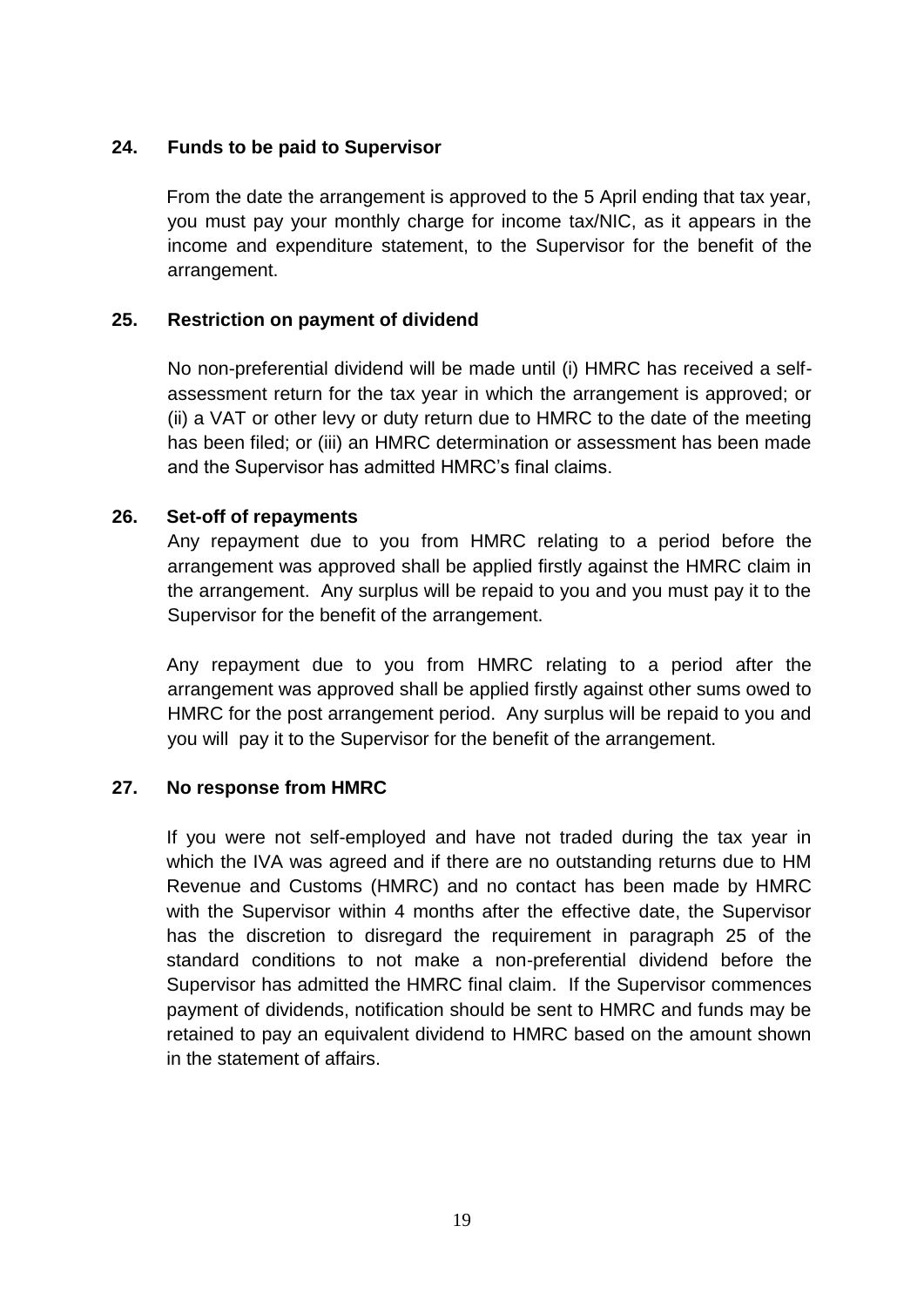**24. Funds to be paid to Supervisor**

From the date the arrangement is approved to the 5 April ending that tax year, you must pay your monthly charge for income tax/NIC, as it appears in the income and expenditure statement, to the Supervisor for the benefit of the arrangement.

**25. Restriction on payment of dividend**

No non-preferential dividend will be made until (i) HMRC has received a self-assessment return for the tax year in which the arrangement is approved; or (ii) a VAT or other levy or duty return due to HMRC to the date of the meeting has been filed; or (iii) an HMRC determination or assessment has been made and the Supervisor has admitted HMRC's final claims.

**26. Set-off of repayments**

Any repayment due to you from HMRC relating to a period before the arrangement was approved shall be applied firstly against the HMRC claim in the arrangement. Any surplus will be repaid to you and you must pay it to the Supervisor for the benefit of the arrangement.

Any repayment due to you from HMRC relating to a period after the arrangement was approved shall be applied firstly against other sums owed to HMRC for the post arrangement period. Any surplus will be repaid to you and you will pay it to the Supervisor for the benefit of the arrangement.

**27. No response from HMRC**

If you were not self-employed and have not traded during the tax year in which the IVA was agreed and if there are no outstanding returns due to HM Revenue and Customs (HMRC) and no contact has been made by HMRC with the Supervisor within 4 months after the effective date, the Supervisor has the discretion to disregard the requirement in paragraph 25 of the standard conditions to not make a non-preferential dividend before the Supervisor has admitted the HMRC final claim. If the Supervisor commences payment of dividends, notification should be sent to HMRC and funds may be retained to pay an equivalent dividend to HMRC based on the amount shown in the statement of affairs.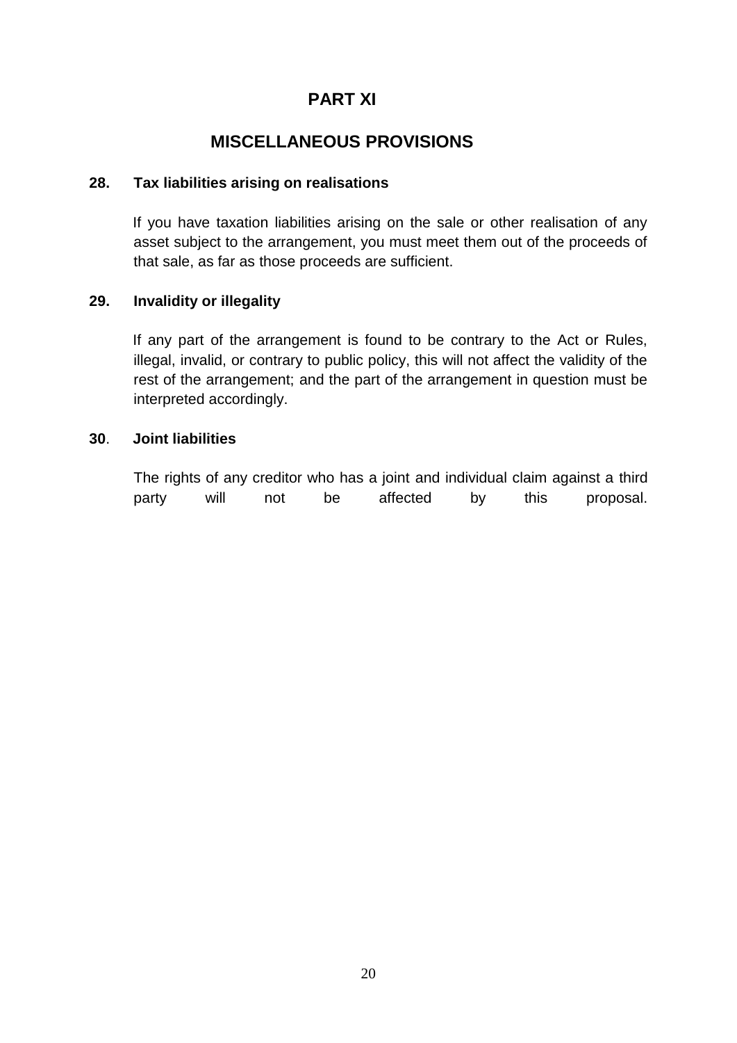# PART XI

# MISCELLANEOUS PROVISIONS

### 28. Tax liabilities arising on realisations

If you have taxation liabilities arising on the sale or other realisation of any asset subject to the arrangement, you must meet them out of the proceeds of that sale, as far as those proceeds are sufficient.

### 29. Invalidity or illegality

If any part of the arrangement is found to be contrary to the Act or Rules, illegal, invalid, or contrary to public policy, this will not affect the validity of the rest of the arrangement; and the part of the arrangement in question must be interpreted accordingly.

### 30. Joint liabilities

The rights of any creditor who has a joint and individual claim against a third party will not be affected by this proposal.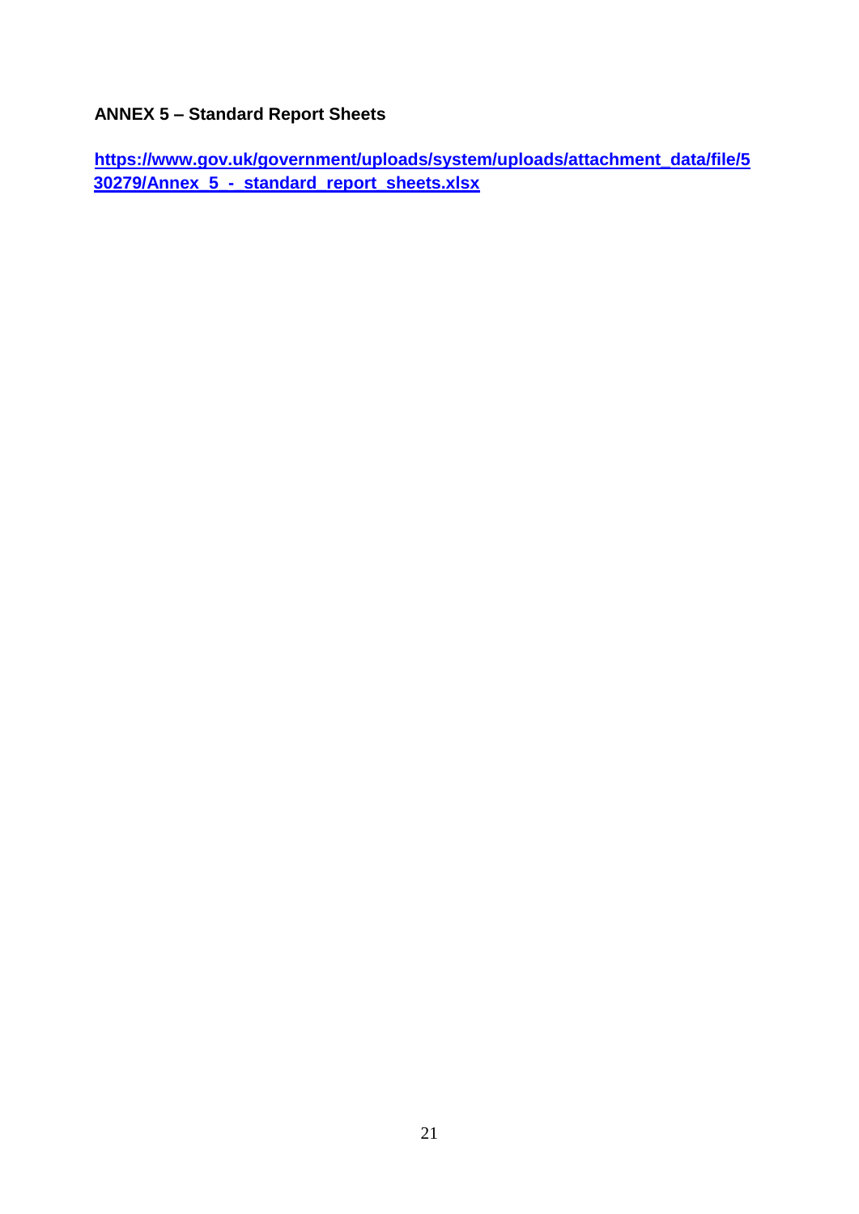**ANNEX 5 – Standard Report Sheets**

**https://www.gov.uk/government/uploads/system/uploads/attachment_data/file/530279/Annex_5_-_standard_report_sheets.xlsx**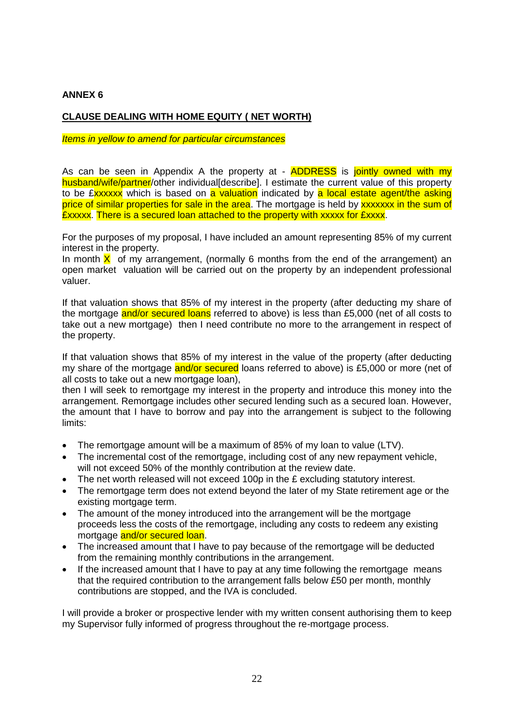**ANNEX 6**

**CLAUSE DEALING WITH HOME EQUITY ( NET WORTH)**

*Items in yellow to amend for particular circumstances*

As can be seen in Appendix A the property at - ADDRESS is jointly owned with my husband/wife/partner/other individual[describe]. I estimate the current value of this property to be £xxxxxx which is based on a valuation indicated by a local estate agent/the asking price of similar properties for sale in the area. The mortgage is held by xxxxxxx in the sum of £xxxxx. There is a secured loan attached to the property with xxxxx for £xxxx.

For the purposes of my proposal, I have included an amount representing 85% of my current interest in the property.
In month X of my arrangement, (normally 6 months from the end of the arrangement) an open market valuation will be carried out on the property by an independent professional valuer.

If that valuation shows that 85% of my interest in the property (after deducting my share of the mortgage and/or secured loans referred to above) is less than £5,000 (net of all costs to take out a new mortgage) then I need contribute no more to the arrangement in respect of the property.

If that valuation shows that 85% of my interest in the value of the property (after deducting my share of the mortgage and/or secured loans referred to above) is £5,000 or more (net of all costs to take out a new mortgage loan),
then I will seek to remortgage my interest in the property and introduce this money into the arrangement. Remortgage includes other secured lending such as a secured loan. However, the amount that I have to borrow and pay into the arrangement is subject to the following limits:

- The remortgage amount will be a maximum of 85% of my loan to value (LTV).
- The incremental cost of the remortgage, including cost of any new repayment vehicle, will not exceed 50% of the monthly contribution at the review date.
- The net worth released will not exceed 100p in the £ excluding statutory interest.
- The remortgage term does not extend beyond the later of my State retirement age or the existing mortgage term.
- The amount of the money introduced into the arrangement will be the mortgage proceeds less the costs of the remortgage, including any costs to redeem any existing mortgage and/or secured loan.
- The increased amount that I have to pay because of the remortgage will be deducted from the remaining monthly contributions in the arrangement.
- If the increased amount that I have to pay at any time following the remortgage means that the required contribution to the arrangement falls below £50 per month, monthly contributions are stopped, and the IVA is concluded.

I will provide a broker or prospective lender with my written consent authorising them to keep my Supervisor fully informed of progress throughout the re-mortgage process.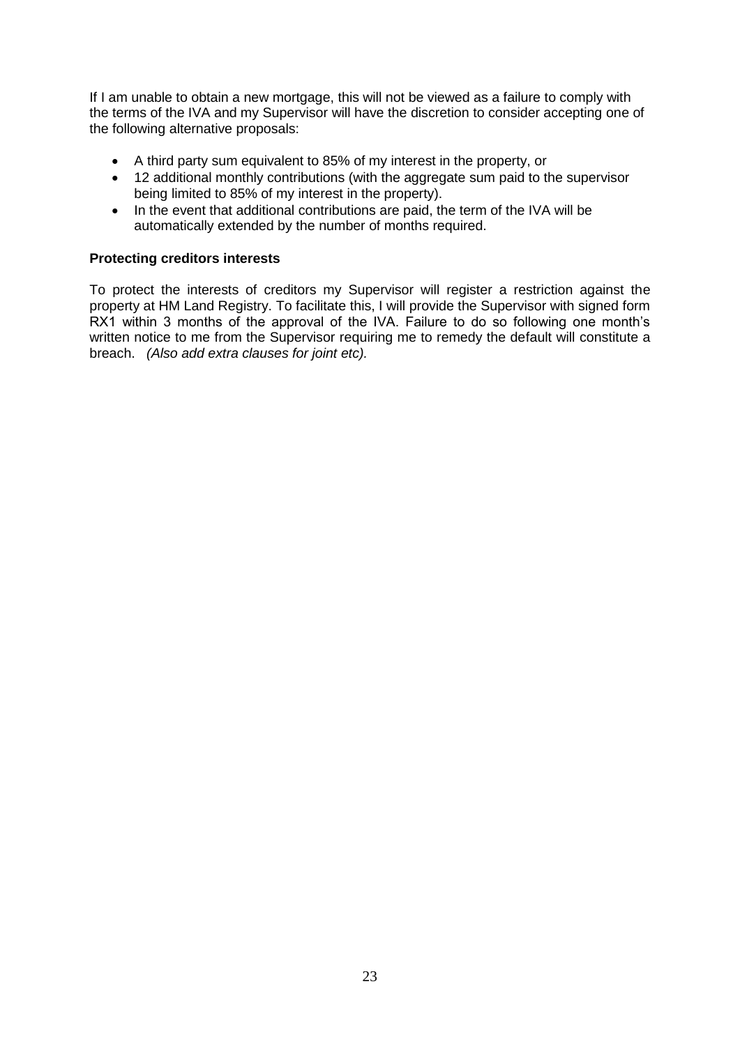If I am unable to obtain a new mortgage, this will not be viewed as a failure to comply with the terms of the IVA and my Supervisor will have the discretion to consider accepting one of the following alternative proposals:

- A third party sum equivalent to 85% of my interest in the property, or
- 12 additional monthly contributions (with the aggregate sum paid to the supervisor being limited to 85% of my interest in the property).
- In the event that additional contributions are paid, the term of the IVA will be automatically extended by the number of months required.

**Protecting creditors interests**

To protect the interests of creditors my Supervisor will register a restriction against the property at HM Land Registry. To facilitate this, I will provide the Supervisor with signed form RX1 within 3 months of the approval of the IVA. Failure to do so following one month's written notice to me from the Supervisor requiring me to remedy the default will constitute a breach. *(Also add extra clauses for joint etc).*